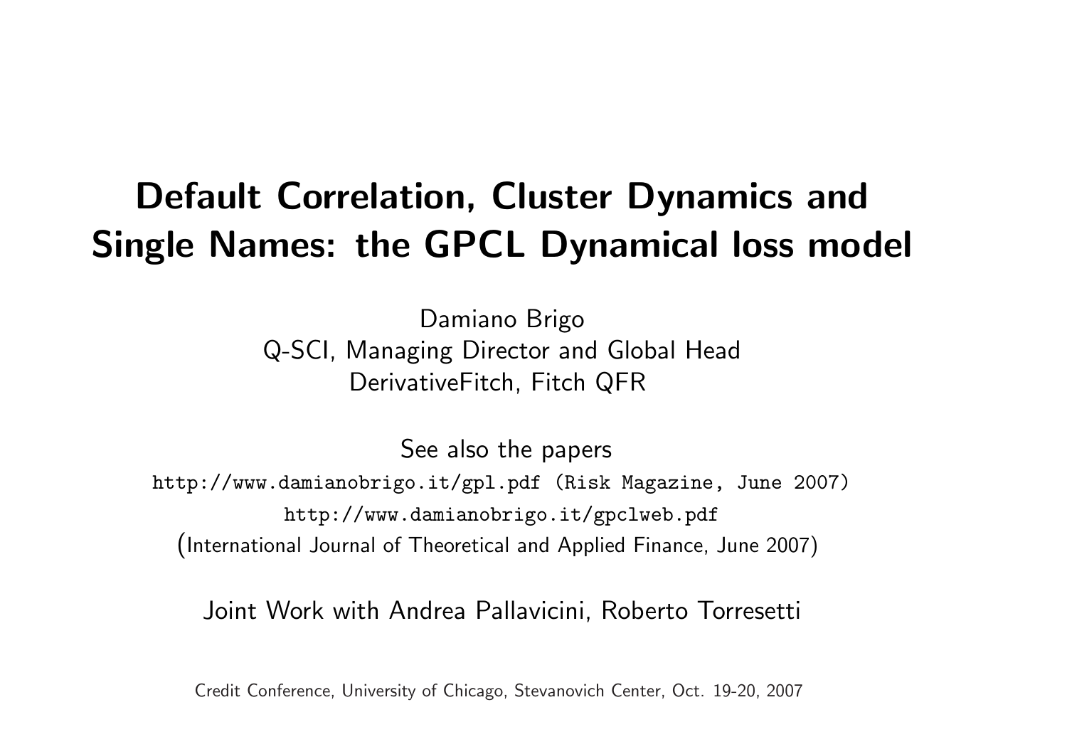# Default Correlation, Cluster Dynamics and Single Names: the GPCL Dynamical loss model

Damiano Brigo
Q-SCI, Managing Director and Global Head
DerivativeFitch, Fitch QFR

See also the papers
http://www.damianobrigo.it/gpl.pdf (Risk Magazine, June 2007)
http://www.damianobrigo.it/gpclweb.pdf
(International Journal of Theoretical and Applied Finance, June 2007)

Joint Work with Andrea Pallavicini, Roberto Torresetti

Credit Conference, University of Chicago, Stevanovich Center, Oct. 19-20, 2007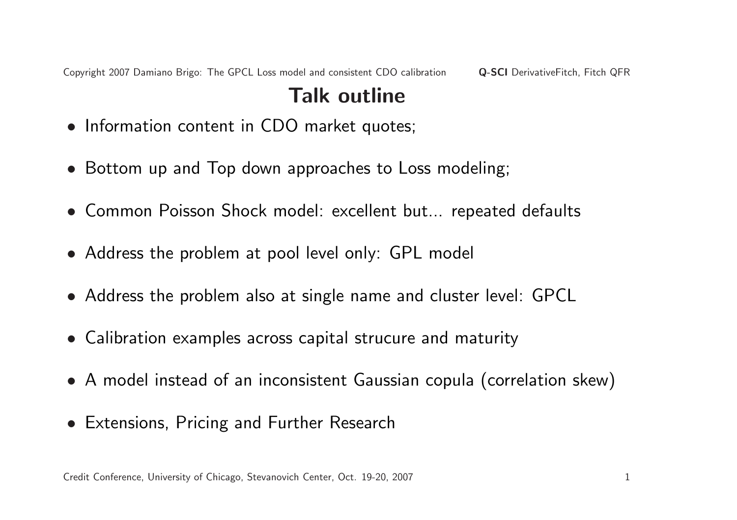# Talk outline

- Information content in CDO market quotes;
- Bottom up and Top down approaches to Loss modeling;
- Common Poisson Shock model: excellent but... repeated defaults
- Address the problem at pool level only: GPL model
- Address the problem also at single name and cluster level: GPCL
- Calibration examples across capital strucure and maturity
- A model instead of an inconsistent Gaussian copula (correlation skew)
- Extensions, Pricing and Further Research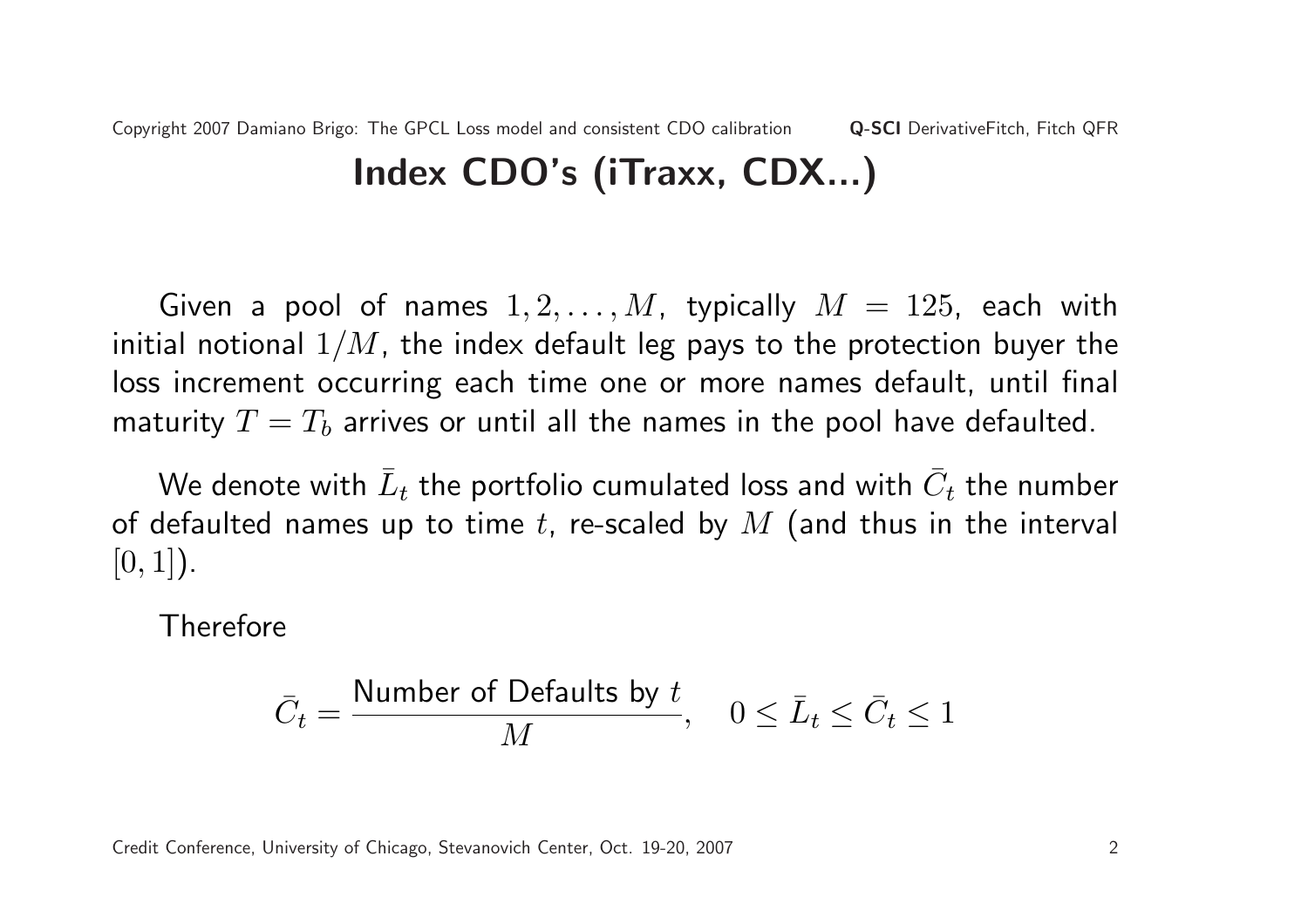# Index CDO's (iTraxx, CDX...)

Given a pool of names $1, 2, \ldots, M$, typically $M = 125$, each with initial notional $1/M$, the index default leg pays to the protection buyer the loss increment occurring each time one or more names default, until final maturity $T = T_b$ arrives or until all the names in the pool have defaulted.

We denote with $\bar{L}_t$ the portfolio cumulated loss and with $\bar{C}_t$ the number of defaulted names up to time $t$, re-scaled by $M$ (and thus in the interval $[0, 1]$).

Therefore

$$\bar{C}_t = \frac{\text{Number of Defaults by } t}{M}, \quad 0 \leq \bar{L}_t \leq \bar{C}_t \leq 1$$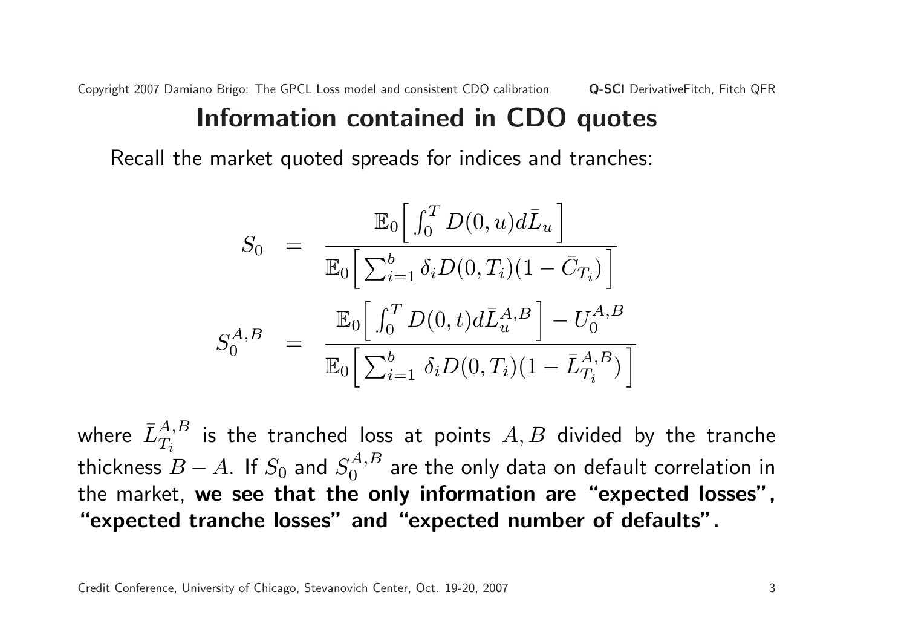# Information contained in CDO quotes

Recall the market quoted spreads for indices and tranches:

$$
\begin{aligned}
S_0 &= \frac{\mathbb{E}_0\Big[\int_0^T D(0,u)d\bar{L}_u\Big]}{\mathbb{E}_0\Big[\sum_{i=1}^b \delta_i D(0,T_i)(1-\bar{C}_{T_i})\Big]} \\
S_0^{A,B} &= \frac{\mathbb{E}_0\Big[\int_0^T D(0,t)d\bar{L}_u^{A,B}\Big] - U_0^{A,B}}{\mathbb{E}_0\Big[\sum_{i=1}^b \delta_i D(0,T_i)(1-\bar{L}_{T_i}^{A,B})\Big]}
\end{aligned}
$$

where $\bar{L}_{T_i}^{A,B}$ is the tranched loss at points $A, B$ divided by the tranche thickness $B-A$. If $S_0$ and $S_0^{A,B}$ are the only data on default correlation in the market, **we see that the only information are "expected losses", "expected tranche losses" and "expected number of defaults".**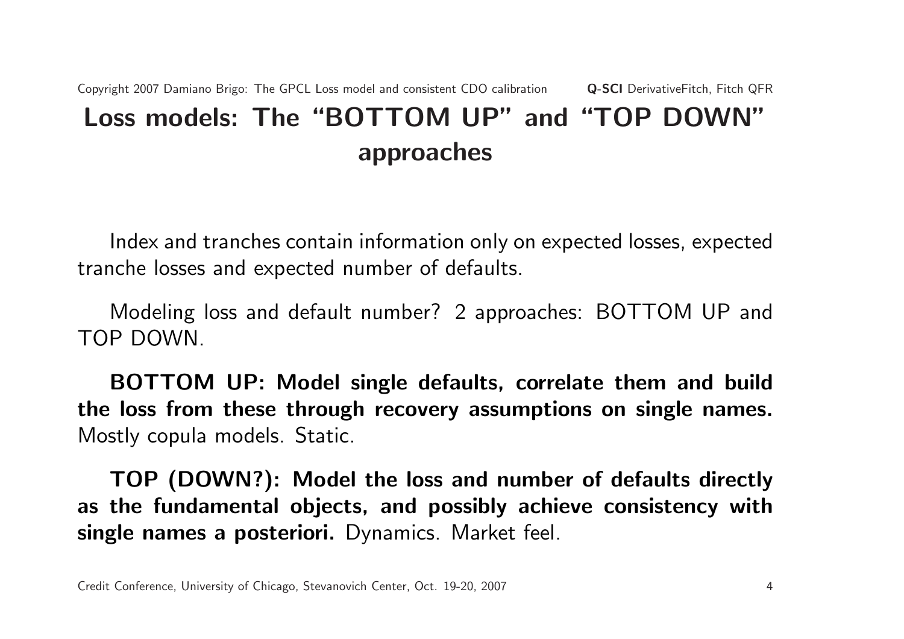# Loss models: The "BOTTOM UP" and "TOP DOWN" approaches

Index and tranches contain information only on expected losses, expected tranche losses and expected number of defaults.

Modeling loss and default number? 2 approaches: BOTTOM UP and TOP DOWN.

**BOTTOM UP: Model single defaults, correlate them and build the loss from these through recovery assumptions on single names.** Mostly copula models. Static.

**TOP (DOWN?): Model the loss and number of defaults directly as the fundamental objects, and possibly achieve consistency with single names a posteriori.** Dynamics. Market feel.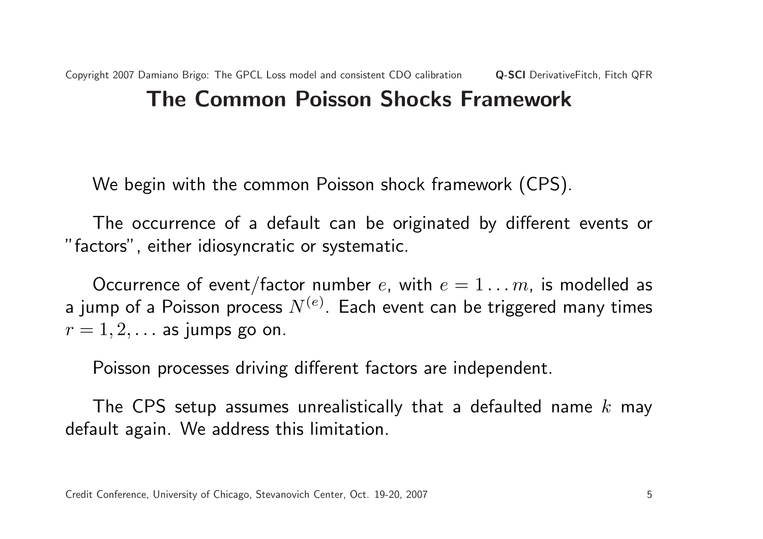# The Common Poisson Shocks Framework

We begin with the common Poisson shock framework (CPS).

The occurrence of a default can be originated by different events or "factors", either idiosyncratic or systematic.

Occurrence of event/factor number $e$, with $e = 1 \ldots m$, is modelled as a jump of a Poisson process $N^{(e)}$. Each event can be triggered many times $r = 1, 2, \ldots$ as jumps go on.

Poisson processes driving different factors are independent.

The CPS setup assumes unrealistically that a defaulted name $k$ may default again. We address this limitation.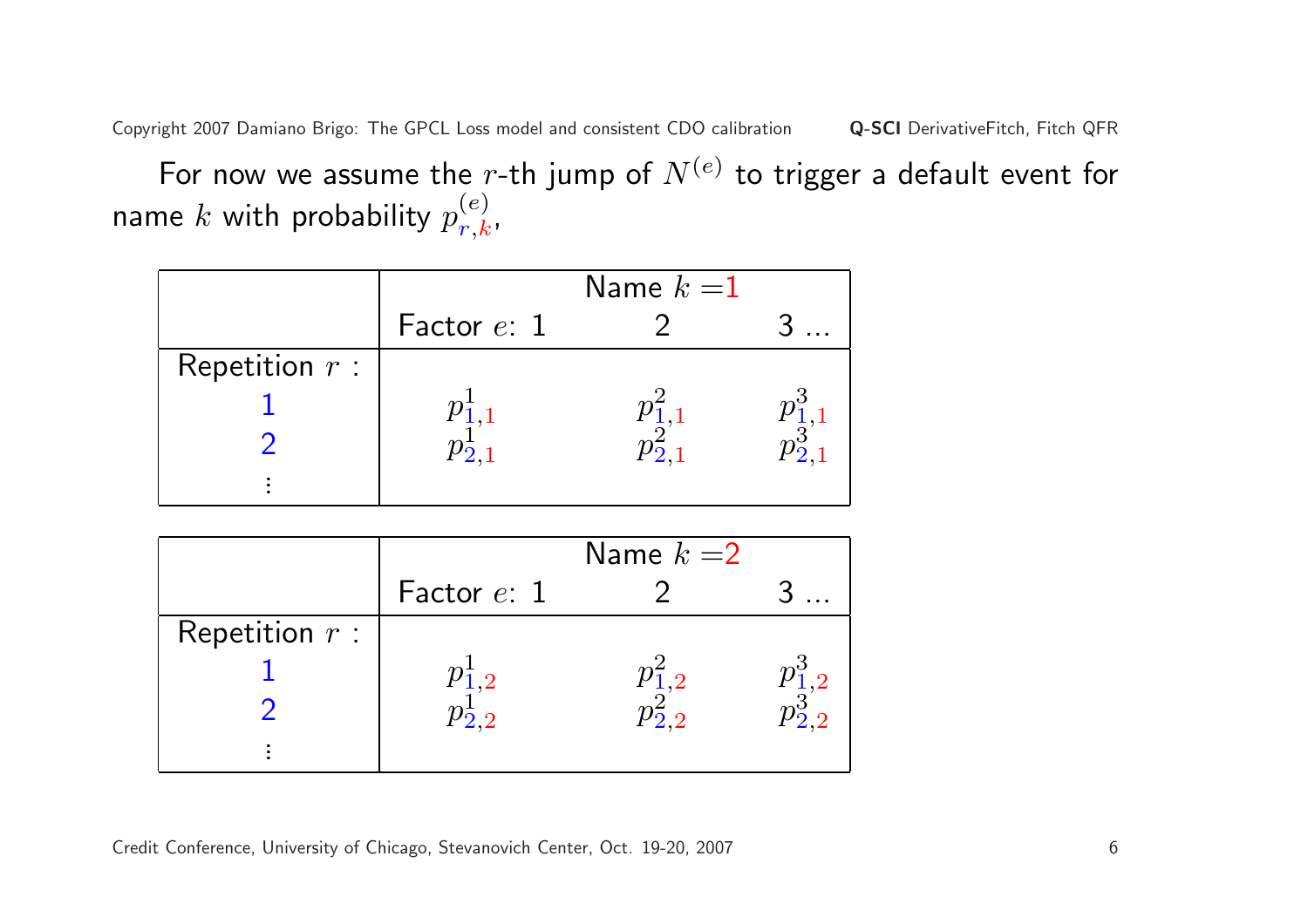For now we assume the $r$-th jump of $N^{(e)}$ to trigger a default event for name $k$ with probability $p^{(e)}_{r,k}$,

| | Name $k = 1$ | | |
|---|---|---|---|
| | Factor $e$: 1 | 2 | 3 ... |
| Repetition $r$ : | | | |
| 1 | $p^{1}_{1,1}$ | $p^{2}_{1,1}$ | $p^{3}_{1,1}$ |
| 2 | $p^{1}_{2,1}$ | $p^{2}_{2,1}$ | $p^{3}_{2,1}$ |
| ⋮ | | | |

| | Name $k = 2$ | | |
|---|---|---|---|
| | Factor $e$: 1 | 2 | 3 ... |
| Repetition $r$ : | | | |
| 1 | $p^{1}_{1,2}$ | $p^{2}_{1,2}$ | $p^{3}_{1,2}$ |
| 2 | $p^{1}_{2,2}$ | $p^{2}_{2,2}$ | $p^{3}_{2,2}$ |
| ⋮ | | | |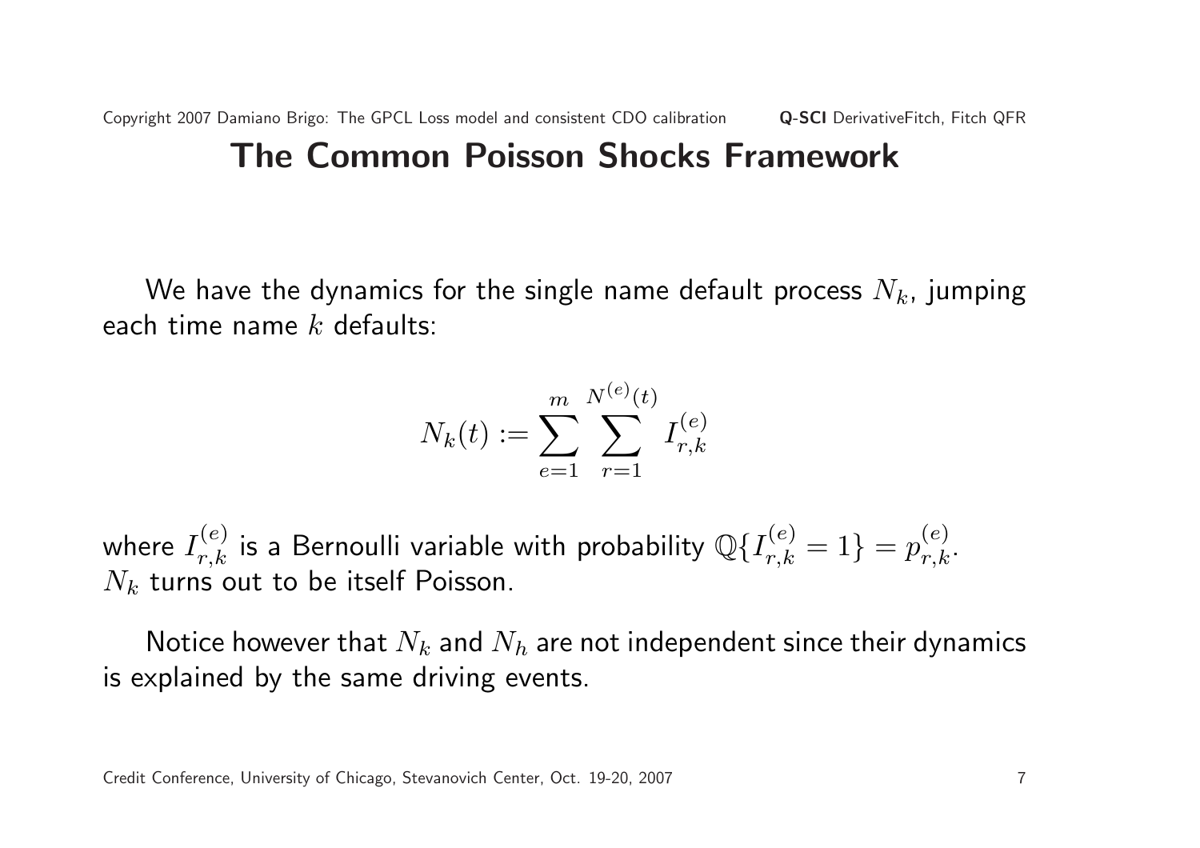# The Common Poisson Shocks Framework

We have the dynamics for the single name default process $N_k$, jumping each time name $k$ defaults:

$$N_k(t) := \sum_{e=1}^{m} \sum_{r=1}^{N^{(e)}(t)} I_{r,k}^{(e)}$$

where $I_{r,k}^{(e)}$ is a Bernoulli variable with probability $\mathbb{Q}\{I_{r,k}^{(e)} = 1\} = p_{r,k}^{(e)}$. $N_k$ turns out to be itself Poisson.

Notice however that $N_k$ and $N_h$ are not independent since their dynamics is explained by the same driving events.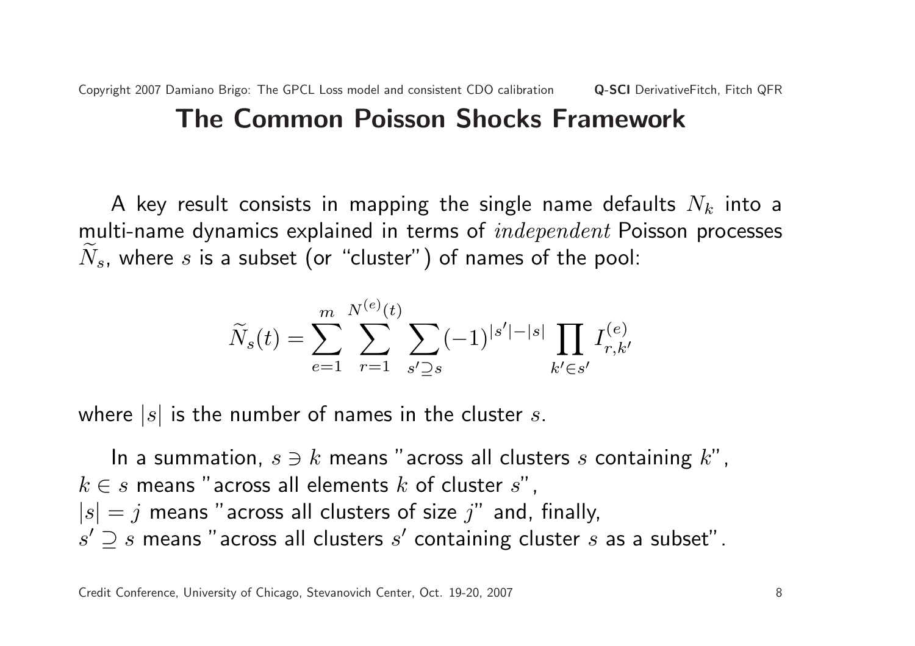# The Common Poisson Shocks Framework

A key result consists in mapping the single name defaults $N_k$ into a multi-name dynamics explained in terms of *independent* Poisson processes $\widetilde{N}_s$, where $s$ is a subset (or "cluster") of names of the pool:

$$\widetilde{N}_s(t) = \sum_{e=1}^{m} \sum_{r=1}^{N^{(e)}(t)} \sum_{s' \supseteq s} (-1)^{|s'|-|s|} \prod_{k' \in s'} I_{r,k'}^{(e)}$$

where $|s|$ is the number of names in the cluster $s$.

In a summation, $s \ni k$ means "across all clusters $s$ containing $k$", $k \in s$ means "across all elements $k$ of cluster $s$", $|s| = j$ means "across all clusters of size $j$" and, finally, $s' \supseteq s$ means "across all clusters $s'$ containing cluster $s$ as a subset".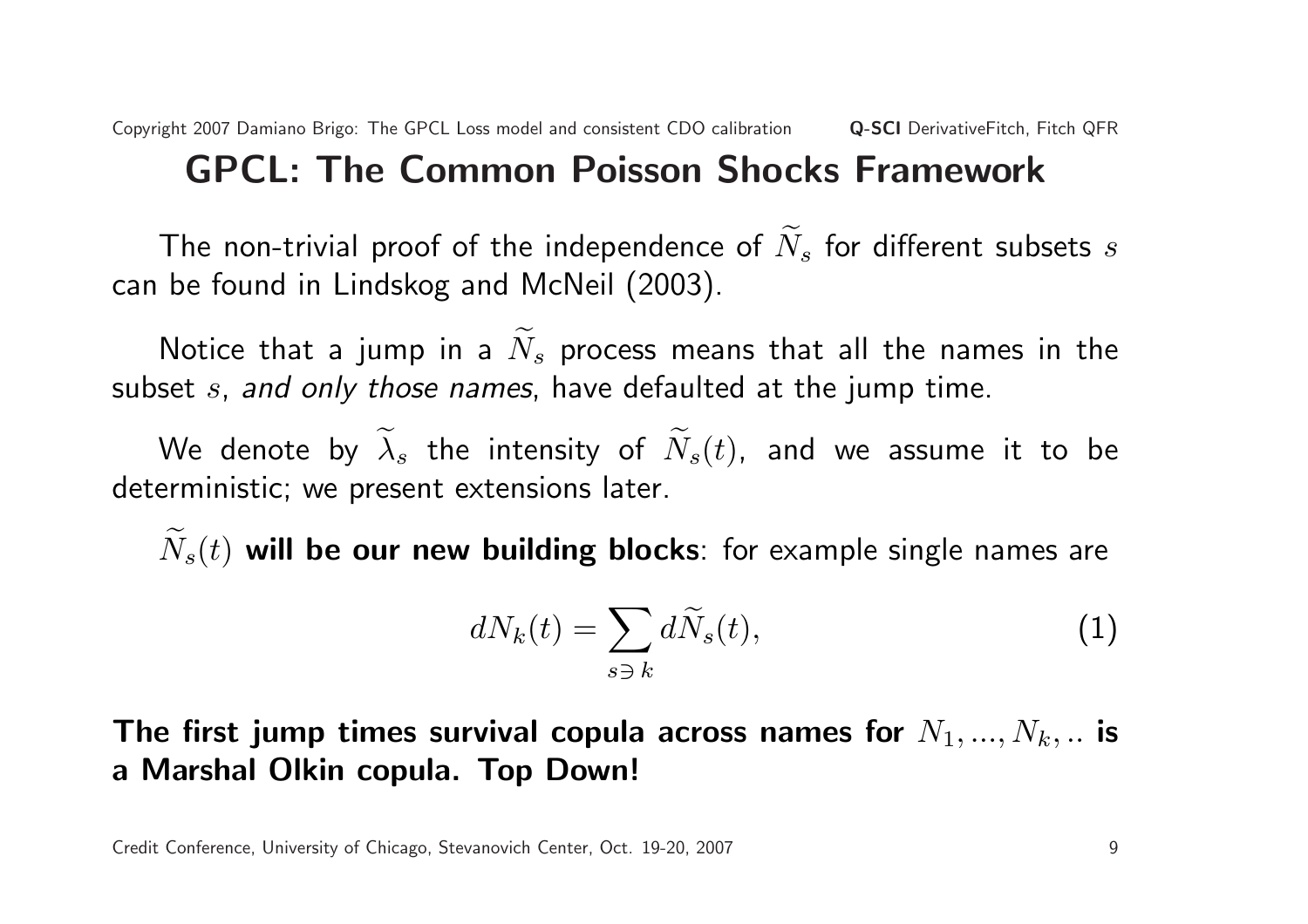# GPCL: The Common Poisson Shocks Framework

The non-trivial proof of the independence of $\widetilde{N}_s$ for different subsets $s$ can be found in Lindskog and McNeil (2003).

Notice that a jump in a $\widetilde{N}_s$ process means that all the names in the subset $s$, *and only those names*, have defaulted at the jump time.

We denote by $\widetilde{\lambda}_s$ the intensity of $\widetilde{N}_s(t)$, and we assume it to be deterministic; we present extensions later.

$\widetilde{N}_s(t)$ **will be our new building blocks**: for example single names are

$$dN_k(t) = \sum_{s \ni k} d\widetilde{N}_s(t), \tag{1}$$

**The first jump times survival copula across names for $N_1, ..., N_k, ..$ is a Marshal Olkin copula. Top Down!**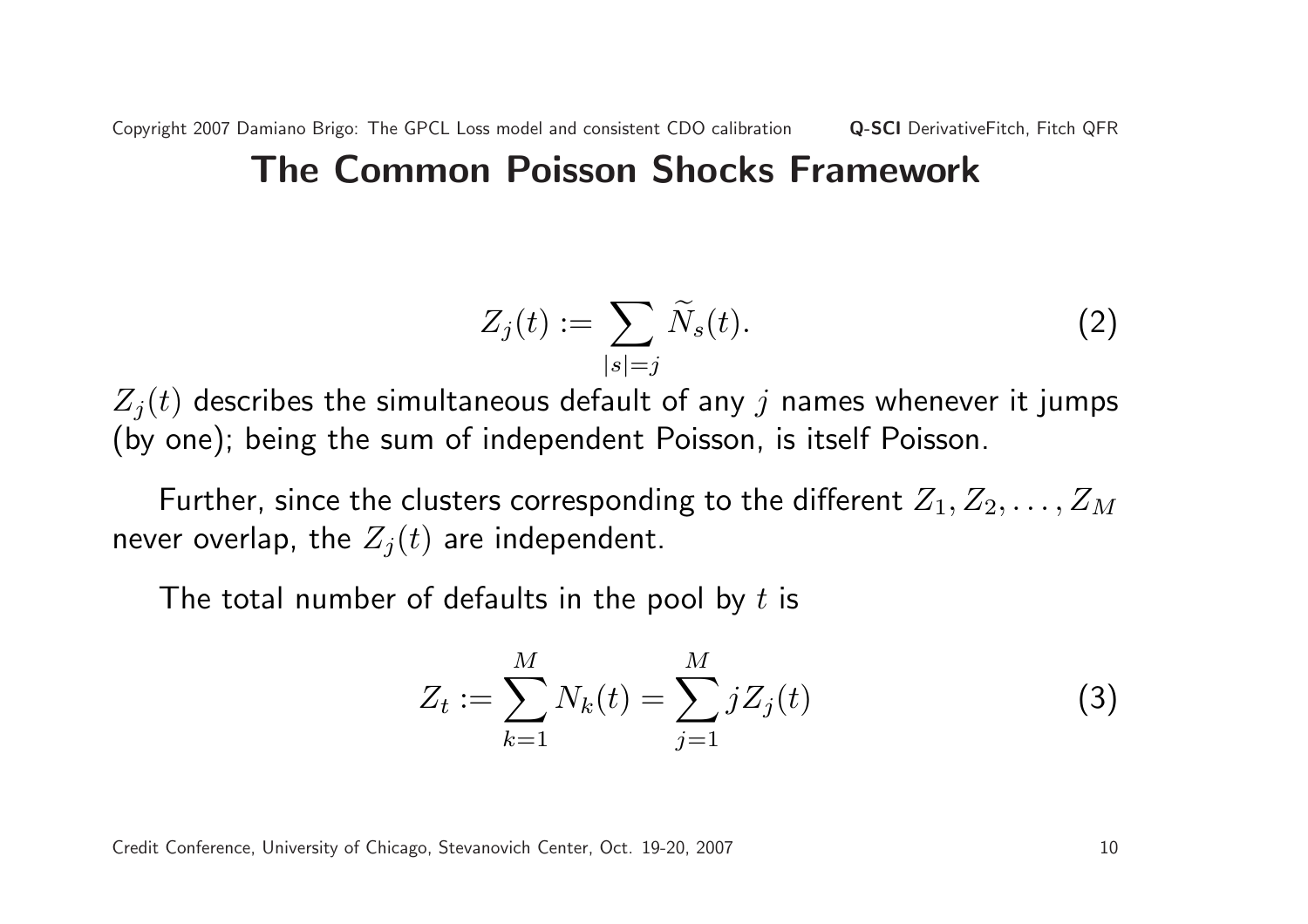# The Common Poisson Shocks Framework

$$Z_j(t) := \sum_{|s|=j} \widetilde{N}_s(t). \tag{2}$$

$Z_j(t)$ describes the simultaneous default of any $j$ names whenever it jumps (by one); being the sum of independent Poisson, is itself Poisson.

Further, since the clusters corresponding to the different $Z_1, Z_2, \ldots, Z_M$ never overlap, the $Z_j(t)$ are independent.

The total number of defaults in the pool by $t$ is

$$Z_t := \sum_{k=1}^{M} N_k(t) = \sum_{j=1}^{M} j Z_j(t) \tag{3}$$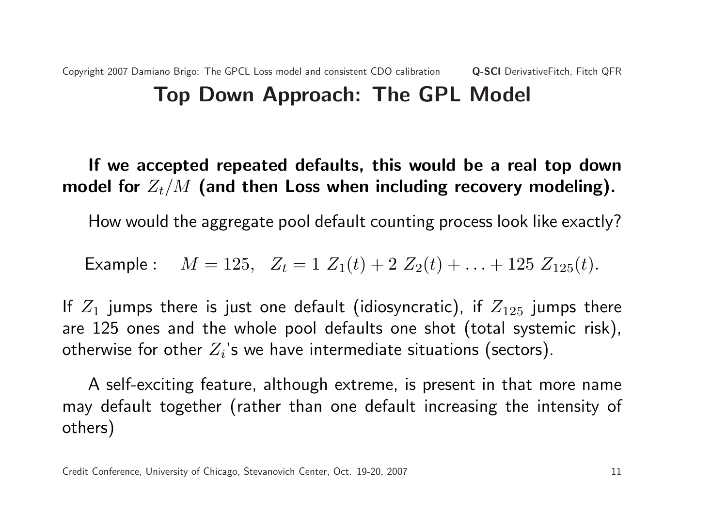# Top Down Approach: The GPL Model

**If we accepted repeated defaults, this would be a real top down model for $Z_t/M$ (and then Loss when including recovery modeling).**

How would the aggregate pool default counting process look like exactly?

$$\text{Example}: \quad M = 125, \;\; Z_t = 1\ Z_1(t) + 2\ Z_2(t) + \ldots + 125\ Z_{125}(t).$$

If $Z_1$ jumps there is just one default (idiosyncratic), if $Z_{125}$ jumps there are 125 ones and the whole pool defaults one shot (total systemic risk), otherwise for other $Z_i$'s we have intermediate situations (sectors).

A self-exciting feature, although extreme, is present in that more name may default together (rather than one default increasing the intensity of others)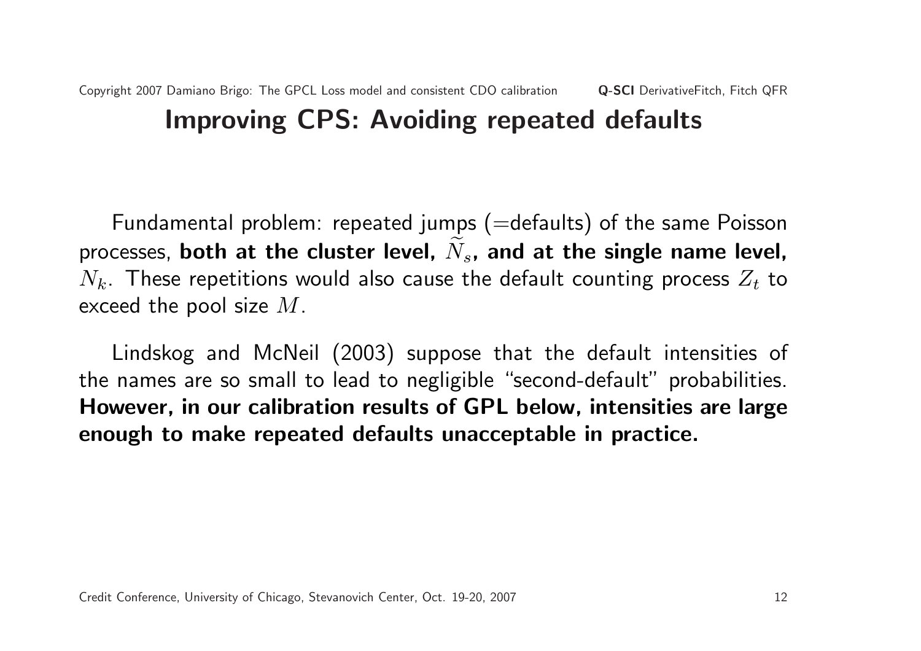## Improving CPS: Avoiding repeated defaults

Fundamental problem: repeated jumps (=defaults) of the same Poisson processes, **both at the cluster level, $\widetilde{N}_s$, and at the single name level,** $N_k$. These repetitions would also cause the default counting process $Z_t$ to exceed the pool size $M$.

Lindskog and McNeil (2003) suppose that the default intensities of the names are so small to lead to negligible "second-default" probabilities. **However, in our calibration results of GPL below, intensities are large enough to make repeated defaults unacceptable in practice.**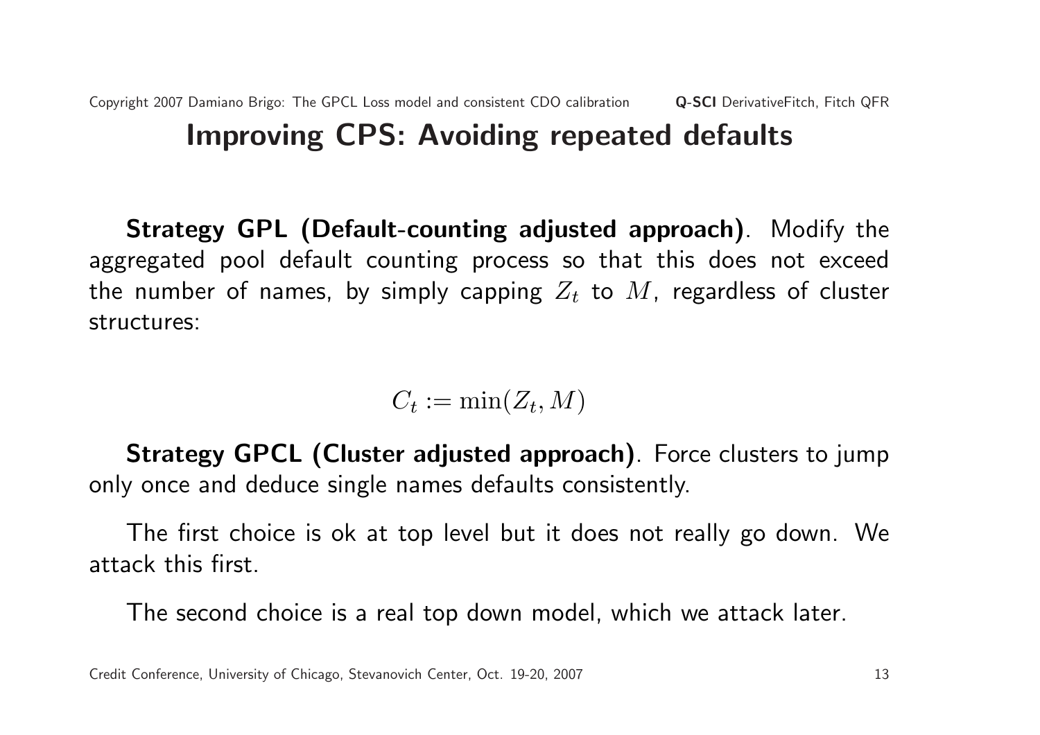# Improving CPS: Avoiding repeated defaults

**Strategy GPL (Default-counting adjusted approach)**. Modify the aggregated pool default counting process so that this does not exceed the number of names, by simply capping $Z_t$ to $M$, regardless of cluster structures:

$$C_t := \min(Z_t, M)$$

**Strategy GPCL (Cluster adjusted approach)**. Force clusters to jump only once and deduce single names defaults consistently.

The first choice is ok at top level but it does not really go down. We attack this first.

The second choice is a real top down model, which we attack later.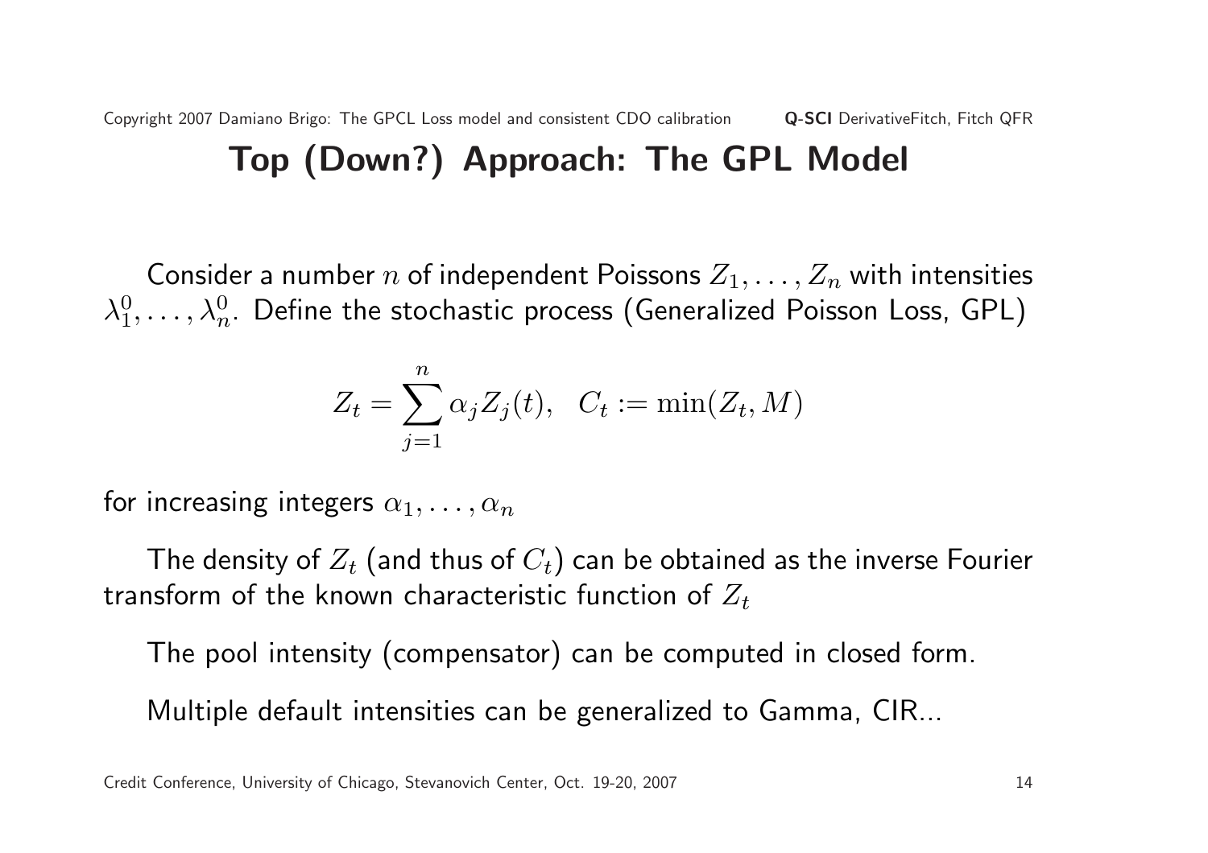# Top (Down?) Approach: The GPL Model

Consider a number $n$ of independent Poissons $Z_1, \ldots, Z_n$ with intensities $\lambda_1^0, \ldots, \lambda_n^0$. Define the stochastic process (Generalized Poisson Loss, GPL)

$$Z_t = \sum_{j=1}^{n} \alpha_j Z_j(t), \quad C_t := \min(Z_t, M)$$

for increasing integers $\alpha_1, \ldots, \alpha_n$

The density of $Z_t$ (and thus of $C_t$) can be obtained as the inverse Fourier transform of the known characteristic function of $Z_t$

The pool intensity (compensator) can be computed in closed form.

Multiple default intensities can be generalized to Gamma, CIR...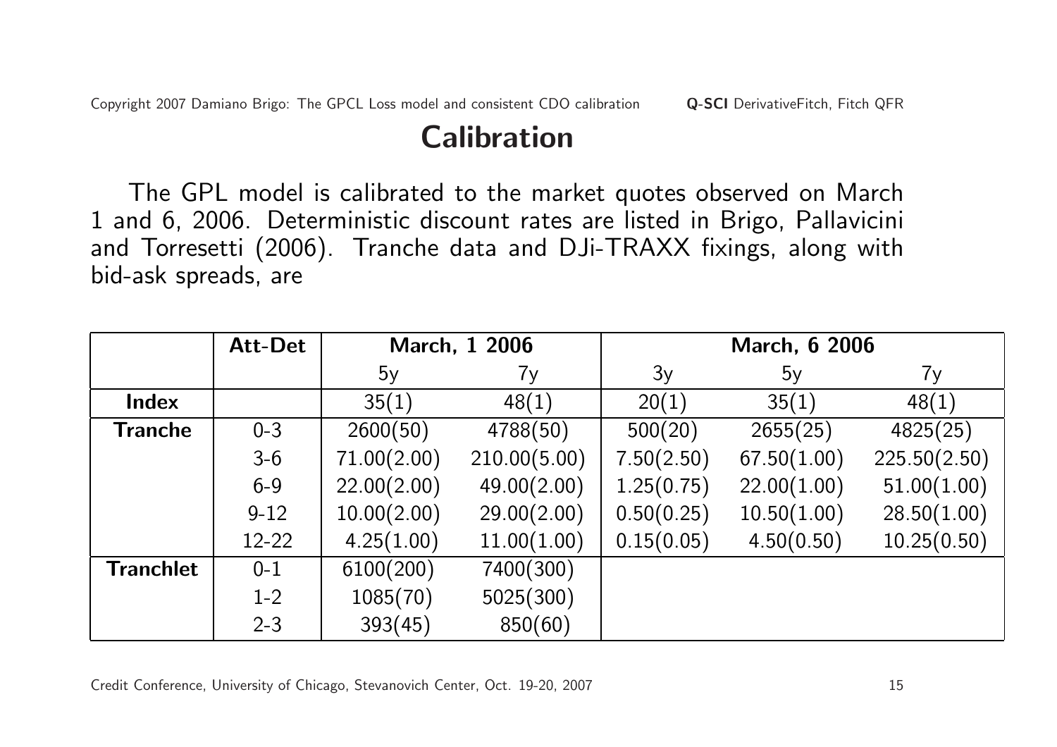# Calibration

The GPL model is calibrated to the market quotes observed on March 1 and 6, 2006. Deterministic discount rates are listed in Brigo, Pallavicini and Torresetti (2006). Tranche data and DJi-TRAXX fixings, along with bid-ask spreads, are

| | Att-Det | March, 1 2006 | | March, 6 2006 | | |
|---|---|---|---|---|---|---|
| | | 5y | 7y | 3y | 5y | 7y |
| **Index** | | 35(1) | 48(1) | 20(1) | 35(1) | 48(1) |
| **Tranche** | 0-3 | 2600(50) | 4788(50) | 500(20) | 2655(25) | 4825(25) |
| | 3-6 | 71.00(2.00) | 210.00(5.00) | 7.50(2.50) | 67.50(1.00) | 225.50(2.50) |
| | 6-9 | 22.00(2.00) | 49.00(2.00) | 1.25(0.75) | 22.00(1.00) | 51.00(1.00) |
| | 9-12 | 10.00(2.00) | 29.00(2.00) | 0.50(0.25) | 10.50(1.00) | 28.50(1.00) |
| | 12-22 | 4.25(1.00) | 11.00(1.00) | 0.15(0.05) | 4.50(0.50) | 10.25(0.50) |
| **Tranchlet** | 0-1 | 6100(200) | 7400(300) | | | |
| | 1-2 | 1085(70) | 5025(300) | | | |
| | 2-3 | 393(45) | 850(60) | | | |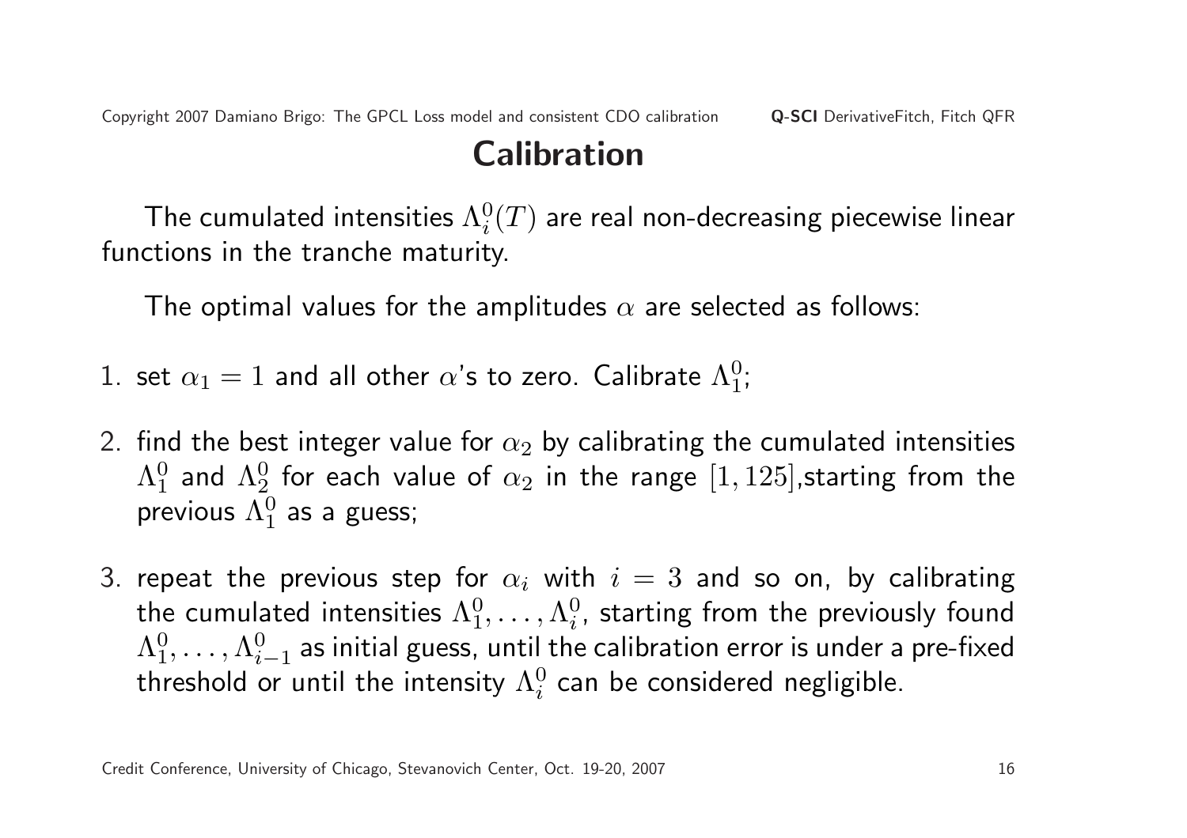# Calibration

The cumulated intensities $\Lambda_i^0(T)$ are real non-decreasing piecewise linear functions in the tranche maturity.

The optimal values for the amplitudes $\alpha$ are selected as follows:

1. set $\alpha_1 = 1$ and all other $\alpha$'s to zero. Calibrate $\Lambda_1^0$;
2. find the best integer value for $\alpha_2$ by calibrating the cumulated intensities $\Lambda_1^0$ and $\Lambda_2^0$ for each value of $\alpha_2$ in the range $[1, 125]$,starting from the previous $\Lambda_1^0$ as a guess;
3. repeat the previous step for $\alpha_i$ with $i = 3$ and so on, by calibrating the cumulated intensities $\Lambda_1^0, \ldots, \Lambda_i^0$, starting from the previously found $\Lambda_1^0, \ldots, \Lambda_{i-1}^0$ as initial guess, until the calibration error is under a pre-fixed threshold or until the intensity $\Lambda_i^0$ can be considered negligible.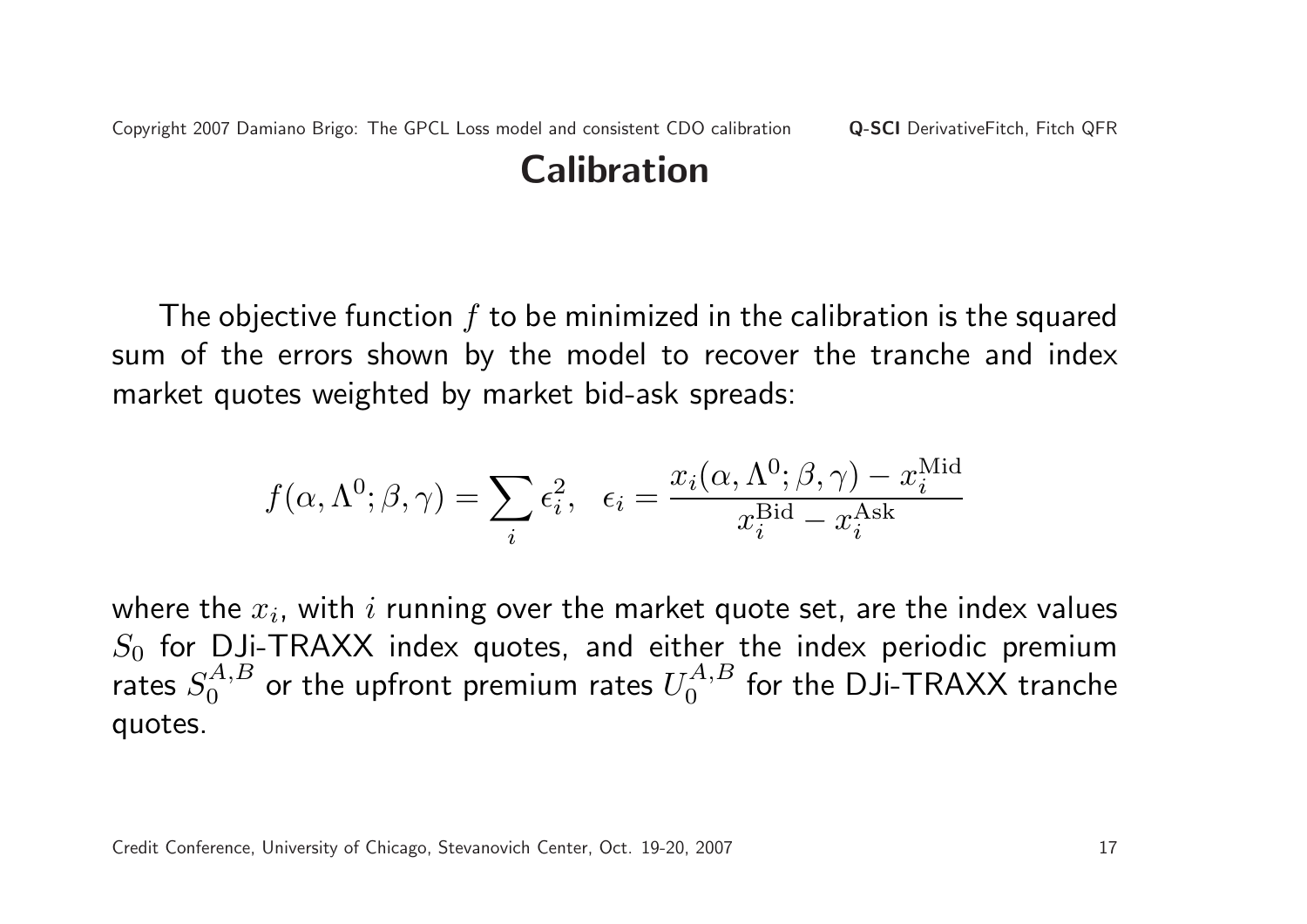# Calibration

The objective function $f$ to be minimized in the calibration is the squared sum of the errors shown by the model to recover the tranche and index market quotes weighted by market bid-ask spreads:

$$f(\alpha, \Lambda^0; \beta, \gamma) = \sum_i \epsilon_i^2, \quad \epsilon_i = \frac{x_i(\alpha, \Lambda^0; \beta, \gamma) - x_i^{\text{Mid}}}{x_i^{\text{Bid}} - x_i^{\text{Ask}}}$$

where the $x_i$, with $i$ running over the market quote set, are the index values $S_0$ for DJi-TRAXX index quotes, and either the index periodic premium rates $S_0^{A,B}$ or the upfront premium rates $U_0^{A,B}$ for the DJi-TRAXX tranche quotes.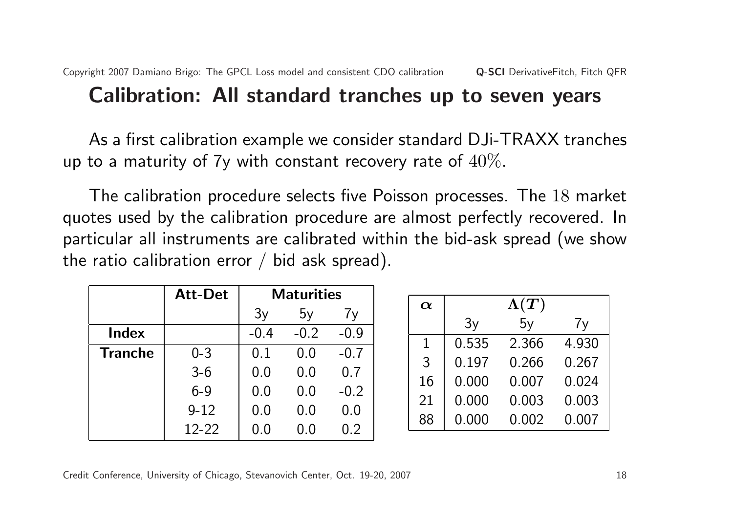## Calibration: All standard tranches up to seven years

As a first calibration example we consider standard DJi-TRAXX tranches up to a maturity of 7y with constant recovery rate of $40\%$.

The calibration procedure selects five Poisson processes. The $18$ market quotes used by the calibration procedure are almost perfectly recovered. In particular all instruments are calibrated within the bid-ask spread (we show the ratio calibration error / bid ask spread).

| | **Att-Det** | **Maturities** | | |
|---|---|---|---|---|
| | | 3y | 5y | 7y |
| **Index** | | -0.4 | -0.2 | -0.9 |
| **Tranche** | 0-3 | 0.1 | 0.0 | -0.7 |
| | 3-6 | 0.0 | 0.0 | 0.7 |
| | 6-9 | 0.0 | 0.0 | -0.2 |
| | 9-12 | 0.0 | 0.0 | 0.0 |
| | 12-22 | 0.0 | 0.0 | 0.2 |

| $\alpha$ | $\Lambda(T)$ | | |
|---|---|---|---|
| | 3y | 5y | 7y |
| 1 | 0.535 | 2.366 | 4.930 |
| 3 | 0.197 | 0.266 | 0.267 |
| 16 | 0.000 | 0.007 | 0.024 |
| 21 | 0.000 | 0.003 | 0.003 |
| 88 | 0.000 | 0.002 | 0.007 |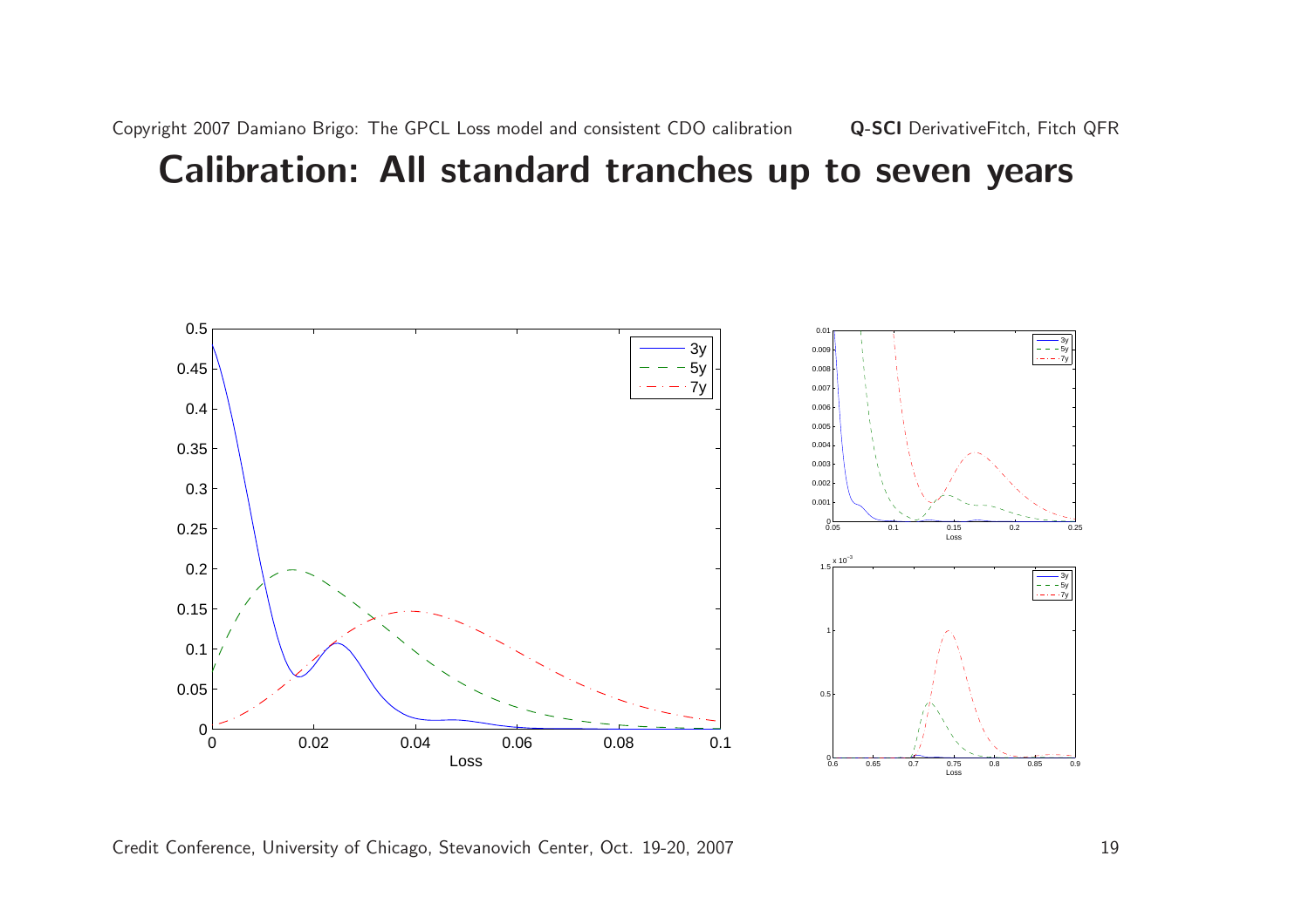# Calibration: All standard tranches up to seven years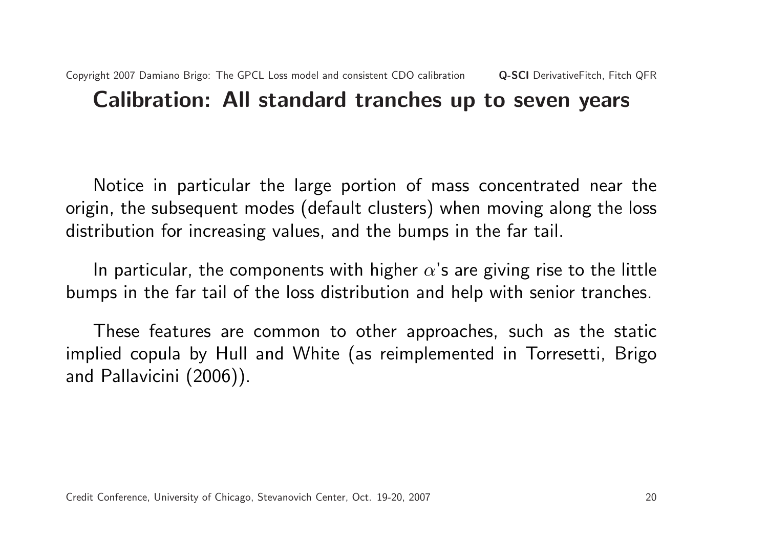## Calibration: All standard tranches up to seven years

Notice in particular the large portion of mass concentrated near the origin, the subsequent modes (default clusters) when moving along the loss distribution for increasing values, and the bumps in the far tail.

In particular, the components with higher $\alpha$'s are giving rise to the little bumps in the far tail of the loss distribution and help with senior tranches.

These features are common to other approaches, such as the static implied copula by Hull and White (as reimplemented in Torresetti, Brigo and Pallavicini (2006)).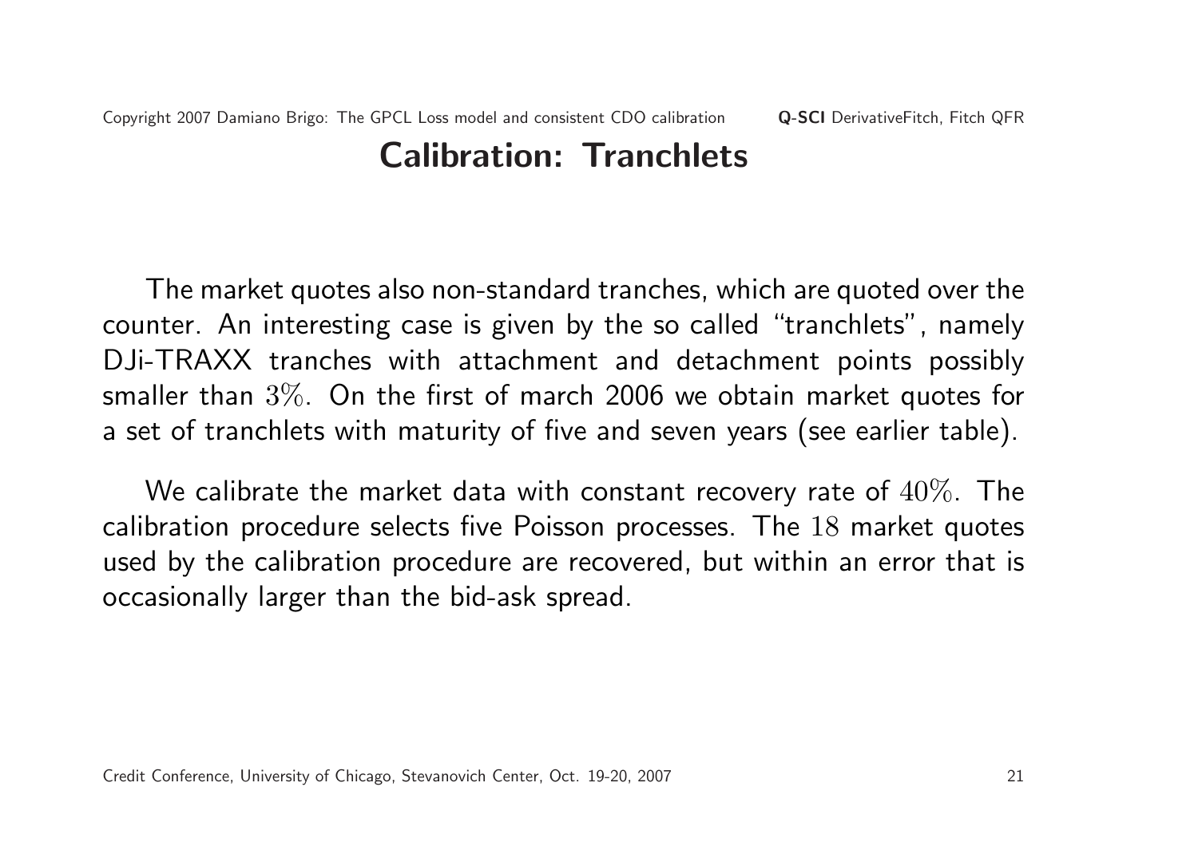# Calibration: Tranchlets

The market quotes also non-standard tranches, which are quoted over the counter. An interesting case is given by the so called "tranchlets", namely DJi-TRAXX tranches with attachment and detachment points possibly smaller than $3\%$. On the first of march 2006 we obtain market quotes for a set of tranchlets with maturity of five and seven years (see earlier table).

We calibrate the market data with constant recovery rate of $40\%$. The calibration procedure selects five Poisson processes. The $18$ market quotes used by the calibration procedure are recovered, but within an error that is occasionally larger than the bid-ask spread.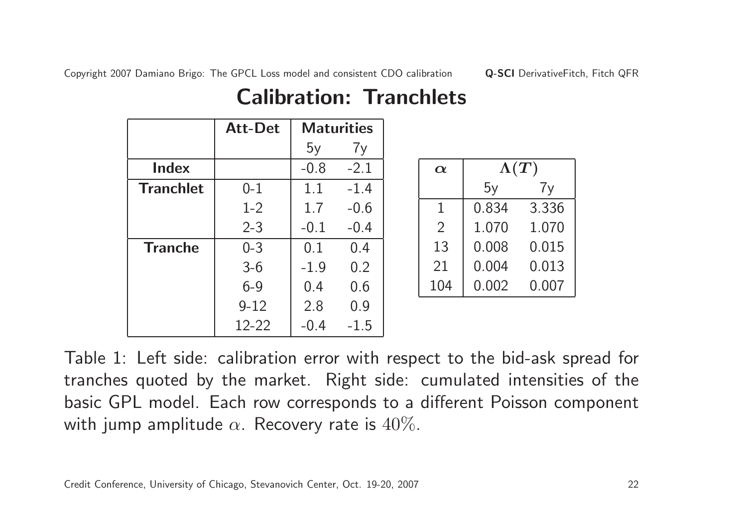# Calibration: Tranchlets

| | Att-Det | Maturities | |
|---|---|---|---|
| | | 5y | 7y |
| **Index** | | -0.8 | -2.1 |
| **Tranchlet** | 0-1 | 1.1 | -1.4 |
| | 1-2 | 1.7 | -0.6 |
| | 2-3 | -0.1 | -0.4 |
| **Tranche** | 0-3 | 0.1 | 0.4 |
| | 3-6 | -1.9 | 0.2 |
| | 6-9 | 0.4 | 0.6 |
| | 9-12 | 2.8 | 0.9 |
| | 12-22 | -0.4 | -1.5 |

| $\alpha$ | $\Lambda(T)$ | |
|---|---|---|
| | 5y | 7y |
| 1 | 0.834 | 3.336 |
| 2 | 1.070 | 1.070 |
| 13 | 0.008 | 0.015 |
| 21 | 0.004 | 0.013 |
| 104 | 0.002 | 0.007 |

Table 1: Left side: calibration error with respect to the bid-ask spread for tranches quoted by the market. Right side: cumulated intensities of the basic GPL model. Each row corresponds to a different Poisson component with jump amplitude $\alpha$. Recovery rate is $40\%$.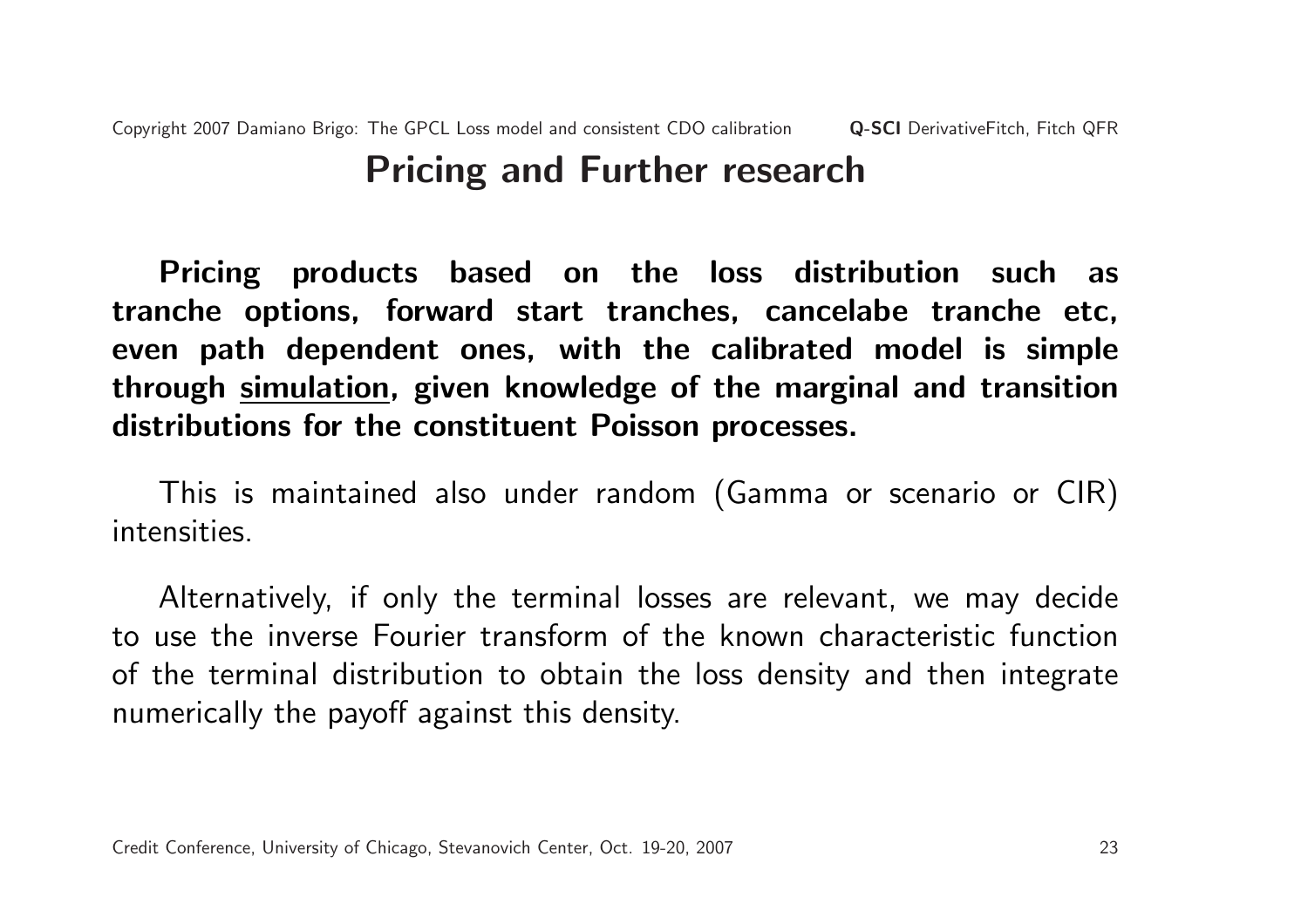# Pricing and Further research

**Pricing products based on the loss distribution such as tranche options, forward start tranches, cancelabe tranche etc, even path dependent ones, with the calibrated model is simple through <u>simulation</u>, given knowledge of the marginal and transition distributions for the constituent Poisson processes.**

This is maintained also under random (Gamma or scenario or CIR) intensities.

Alternatively, if only the terminal losses are relevant, we may decide to use the inverse Fourier transform of the known characteristic function of the terminal distribution to obtain the loss density and then integrate numerically the payoff against this density.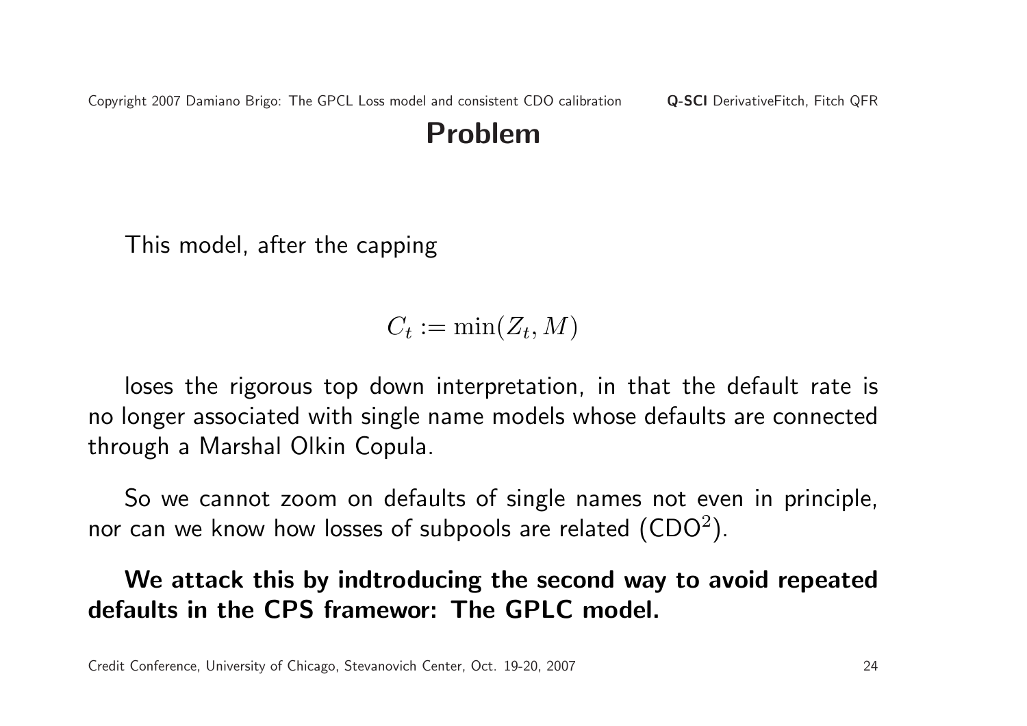# Problem

This model, after the capping

$$C_t := \min(Z_t, M)$$

loses the rigorous top down interpretation, in that the default rate is no longer associated with single name models whose defaults are connected through a Marshal Olkin Copula.

So we cannot zoom on defaults of single names not even in principle, nor can we know how losses of subpools are related ($\text{CDO}^2$).

**We attack this by indtroducing the second way to avoid repeated defaults in the CPS framewor: The GPLC model.**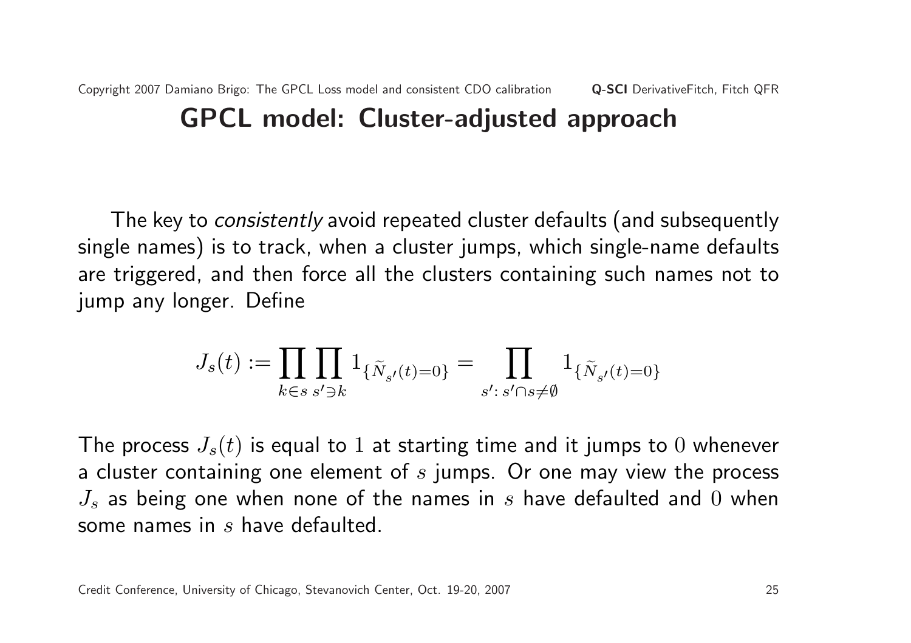# GPCL model: Cluster-adjusted approach

The key to *consistently* avoid repeated cluster defaults (and subsequently single names) is to track, when a cluster jumps, which single-name defaults are triggered, and then force all the clusters containing such names not to jump any longer. Define

$$J_s(t) := \prod_{k \in s} \prod_{s' \ni k} 1_{\{\widetilde{N}_{s'}(t)=0\}} = \prod_{s' \colon s' \cap s \neq \emptyset} 1_{\{\widetilde{N}_{s'}(t)=0\}}$$

The process $J_s(t)$ is equal to $1$ at starting time and it jumps to $0$ whenever a cluster containing one element of $s$ jumps. Or one may view the process $J_s$ as being one when none of the names in $s$ have defaulted and $0$ when some names in $s$ have defaulted.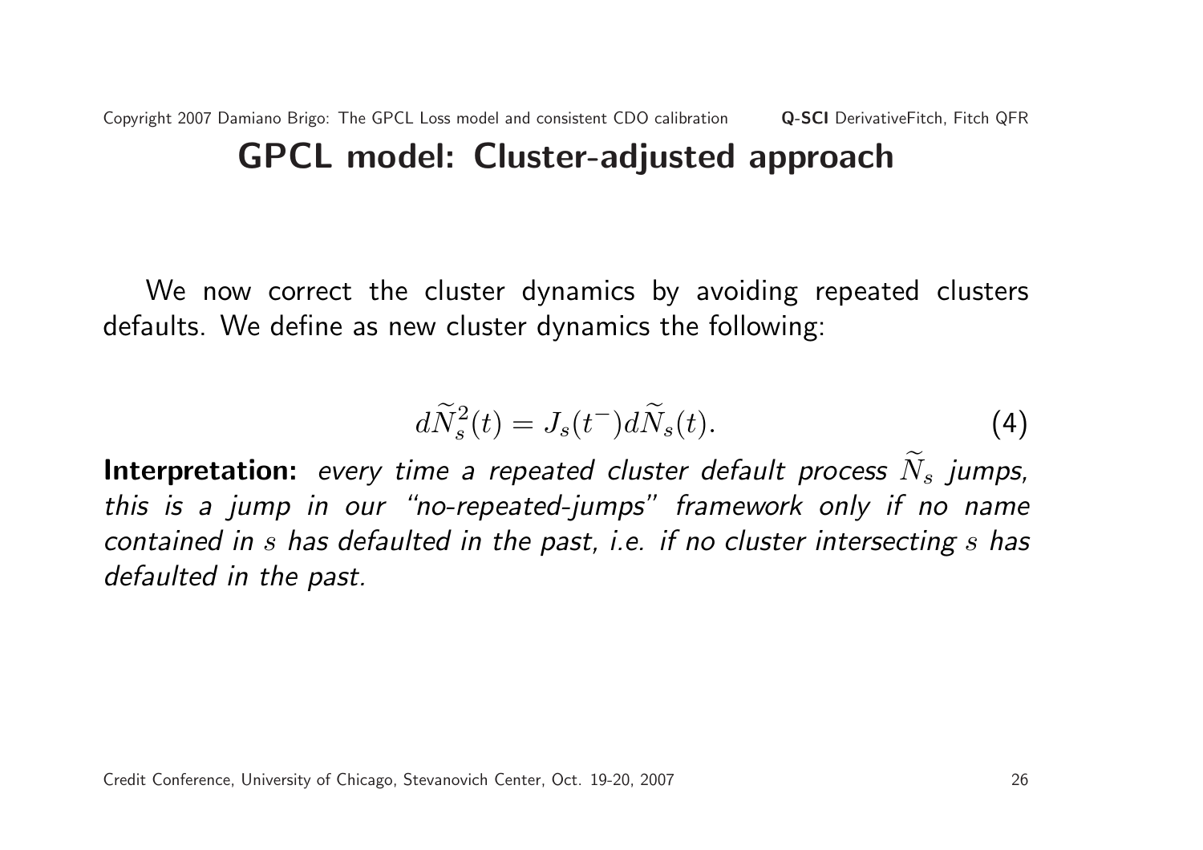# GPCL model: Cluster-adjusted approach

We now correct the cluster dynamics by avoiding repeated clusters defaults. We define as new cluster dynamics the following:

$$d\widetilde{N}_s^2(t) = J_s(t^-) d\widetilde{N}_s(t). \tag{4}$$

**Interpretation:** *every time a repeated cluster default process $\widetilde{N}_s$ jumps, this is a jump in our "no-repeated-jumps" framework only if no name contained in $s$ has defaulted in the past, i.e. if no cluster intersecting $s$ has defaulted in the past.*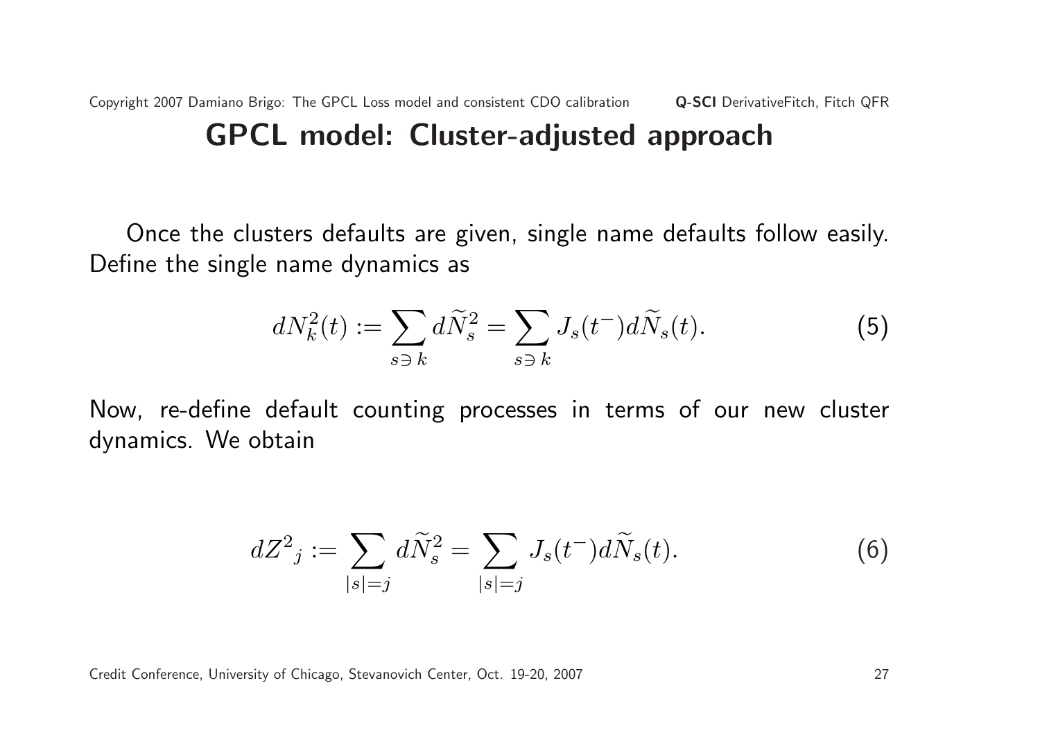# GPCL model: Cluster-adjusted approach

Once the clusters defaults are given, single name defaults follow easily. Define the single name dynamics as

$$dN_k^2(t) := \sum_{s \ni k} d\widetilde{N}_s^2 = \sum_{s \ni k} J_s(t^-) d\widetilde{N}_s(t). \tag{5}$$

Now, re-define default counting processes in terms of our new cluster dynamics. We obtain

$${dZ^2}_j := \sum_{|s|=j} d\widetilde{N}_s^2 = \sum_{|s|=j} J_s(t^-) d\widetilde{N}_s(t). \tag{6}$$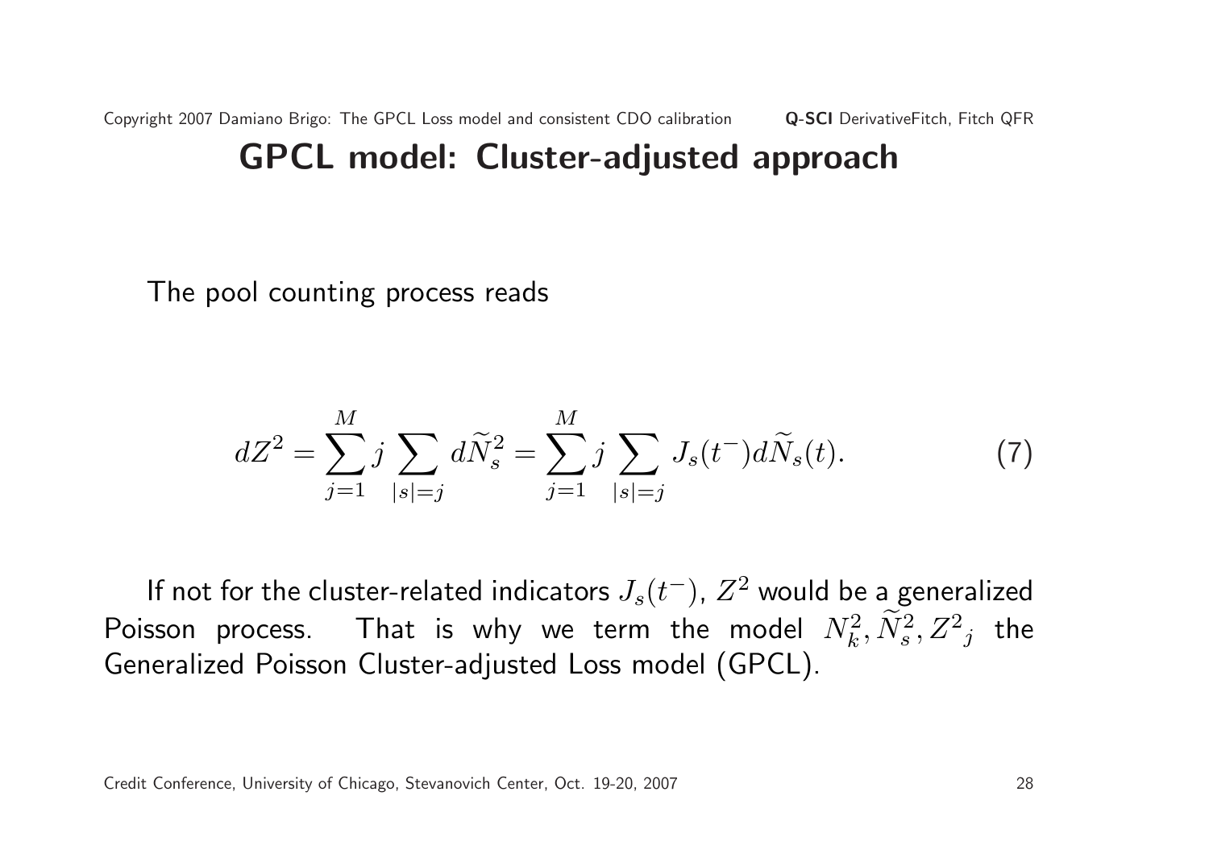# GPCL model: Cluster-adjusted approach

The pool counting process reads

$$dZ^2 = \sum_{j=1}^{M} j \sum_{|s|=j} d\widetilde{N}_s^2 = \sum_{j=1}^{M} j \sum_{|s|=j} J_s(t^-) d\widetilde{N}_s(t). \tag{7}$$

If not for the cluster-related indicators $J_s(t^-)$, $Z^2$ would be a generalized Poisson process. That is why we term the model $N_k^2, \widetilde{N}_s^2, {Z^2}_j$ the Generalized Poisson Cluster-adjusted Loss model (GPCL).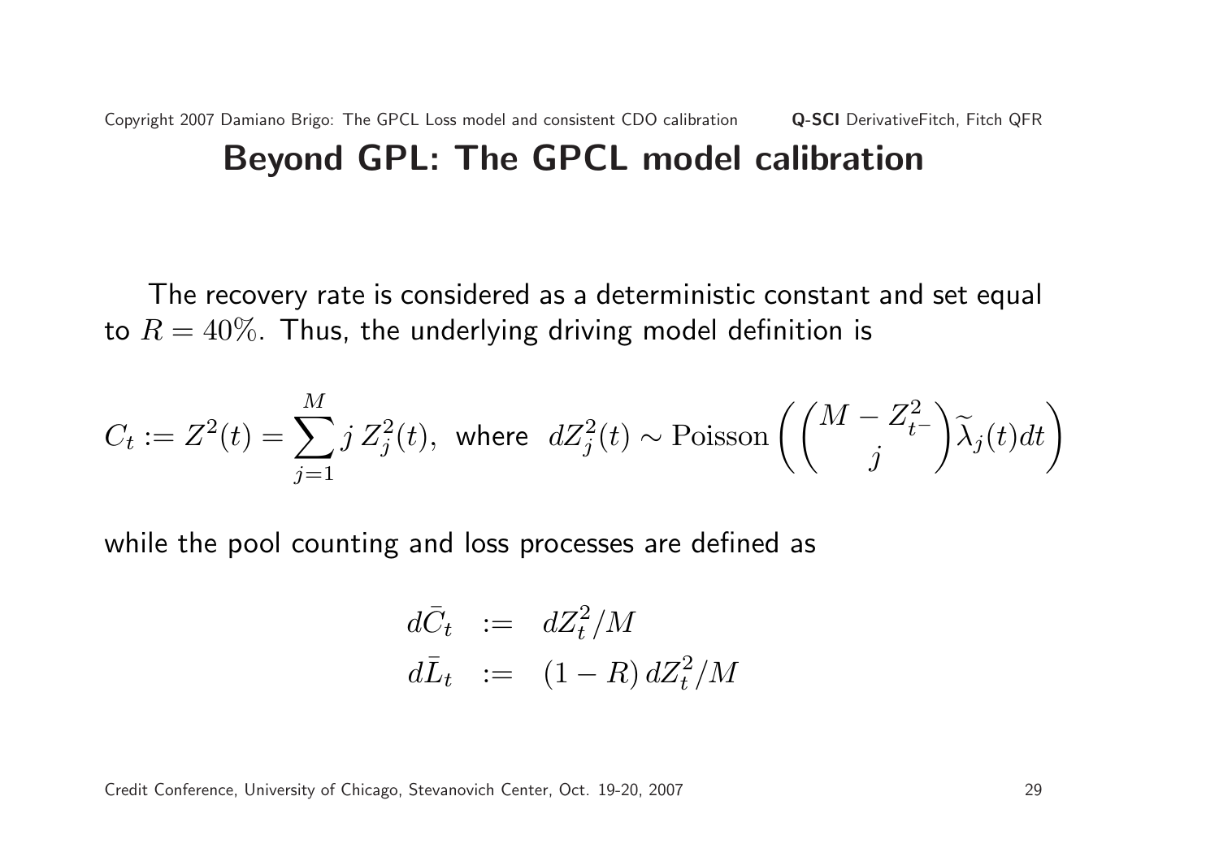## Beyond GPL: The GPCL model calibration

The recovery rate is considered as a deterministic constant and set equal to $R = 40\%$. Thus, the underlying driving model definition is

$$C_t := Z^2(t) = \sum_{j=1}^{M} j\, Z_j^2(t), \text{ where } dZ_j^2(t) \sim \text{Poisson}\left(\binom{M - Z_{t^-}^2}{j}\widetilde{\lambda}_j(t)dt\right)$$

while the pool counting and loss processes are defined as

$$\begin{aligned} d\bar{C}_t &:= dZ_t^2/M \\ d\bar{L}_t &:= (1-R)\, dZ_t^2/M \end{aligned}$$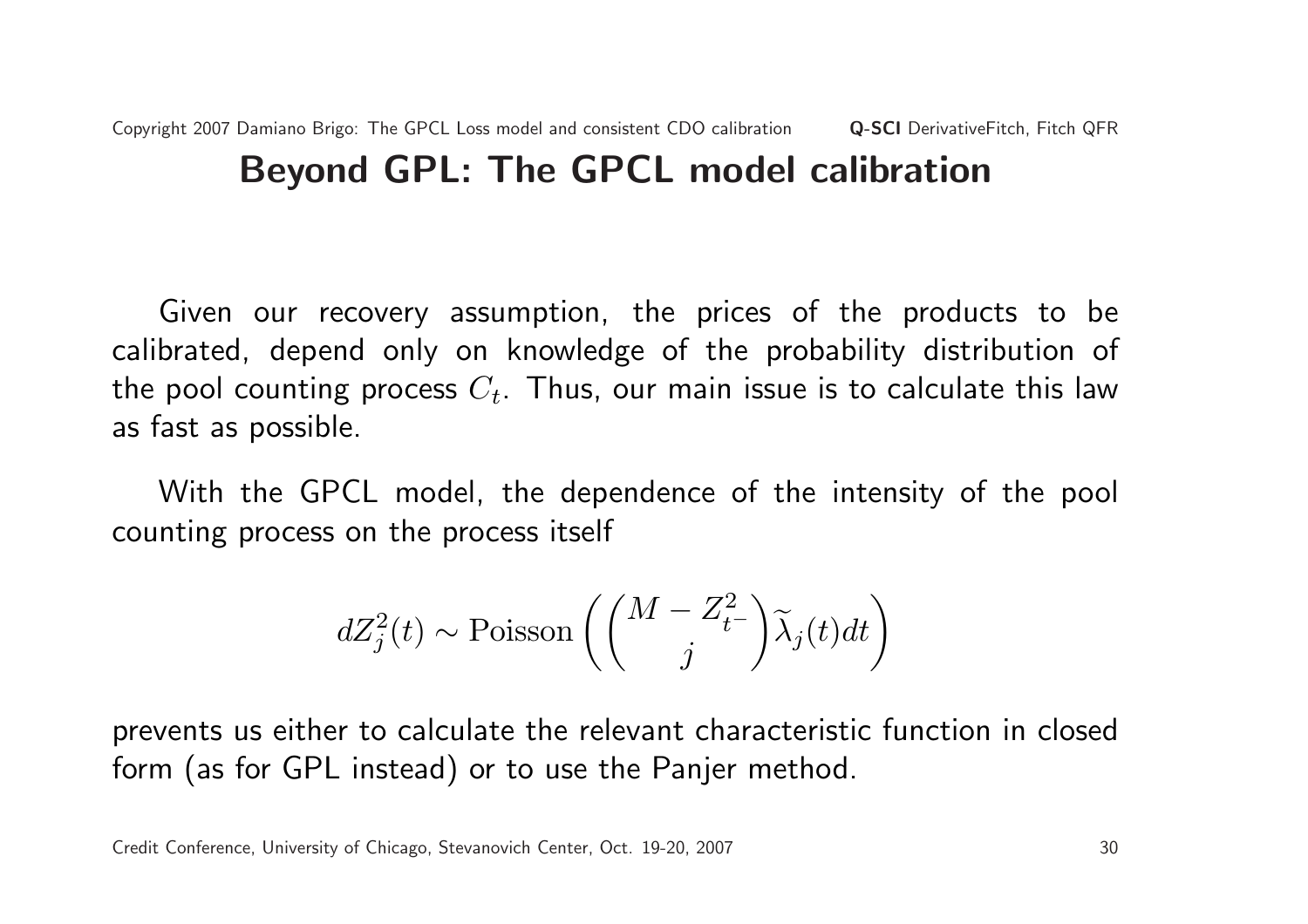## Beyond GPL: The GPCL model calibration

Given our recovery assumption, the prices of the products to be calibrated, depend only on knowledge of the probability distribution of the pool counting process $C_t$. Thus, our main issue is to calculate this law as fast as possible.

With the GPCL model, the dependence of the intensity of the pool counting process on the process itself

$$dZ_j^2(t) \sim \text{Poisson}\left(\binom{M - Z_{t^-}^2}{j}\widetilde{\lambda}_j(t)dt\right)$$

prevents us either to calculate the relevant characteristic function in closed form (as for GPL instead) or to use the Panjer method.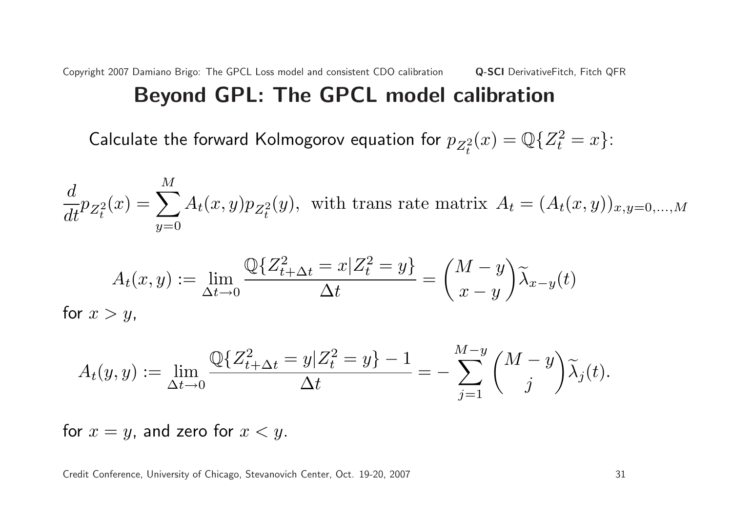# Beyond GPL: The GPCL model calibration

Calculate the forward Kolmogorov equation for $p_{Z_t^2}(x) = \mathbb{Q}\{Z_t^2 = x\}$:

$$\frac{d}{dt} p_{Z_t^2}(x) = \sum_{y=0}^{M} A_t(x,y) p_{Z_t^2}(y), \text{ with trans rate matrix } A_t = (A_t(x,y))_{x,y=0,\ldots,M}$$

$$A_t(x,y) := \lim_{\Delta t \to 0} \frac{\mathbb{Q}\{Z_{t+\Delta t}^2 = x | Z_t^2 = y\}}{\Delta t} = \binom{M-y}{x-y} \widetilde{\lambda}_{x-y}(t)$$

for $x > y$,

$$A_t(y,y) := \lim_{\Delta t \to 0} \frac{\mathbb{Q}\{Z_{t+\Delta t}^2 = y | Z_t^2 = y\} - 1}{\Delta t} = -\sum_{j=1}^{M-y} \binom{M-y}{j} \widetilde{\lambda}_j(t).$$

for $x = y$, and zero for $x < y$.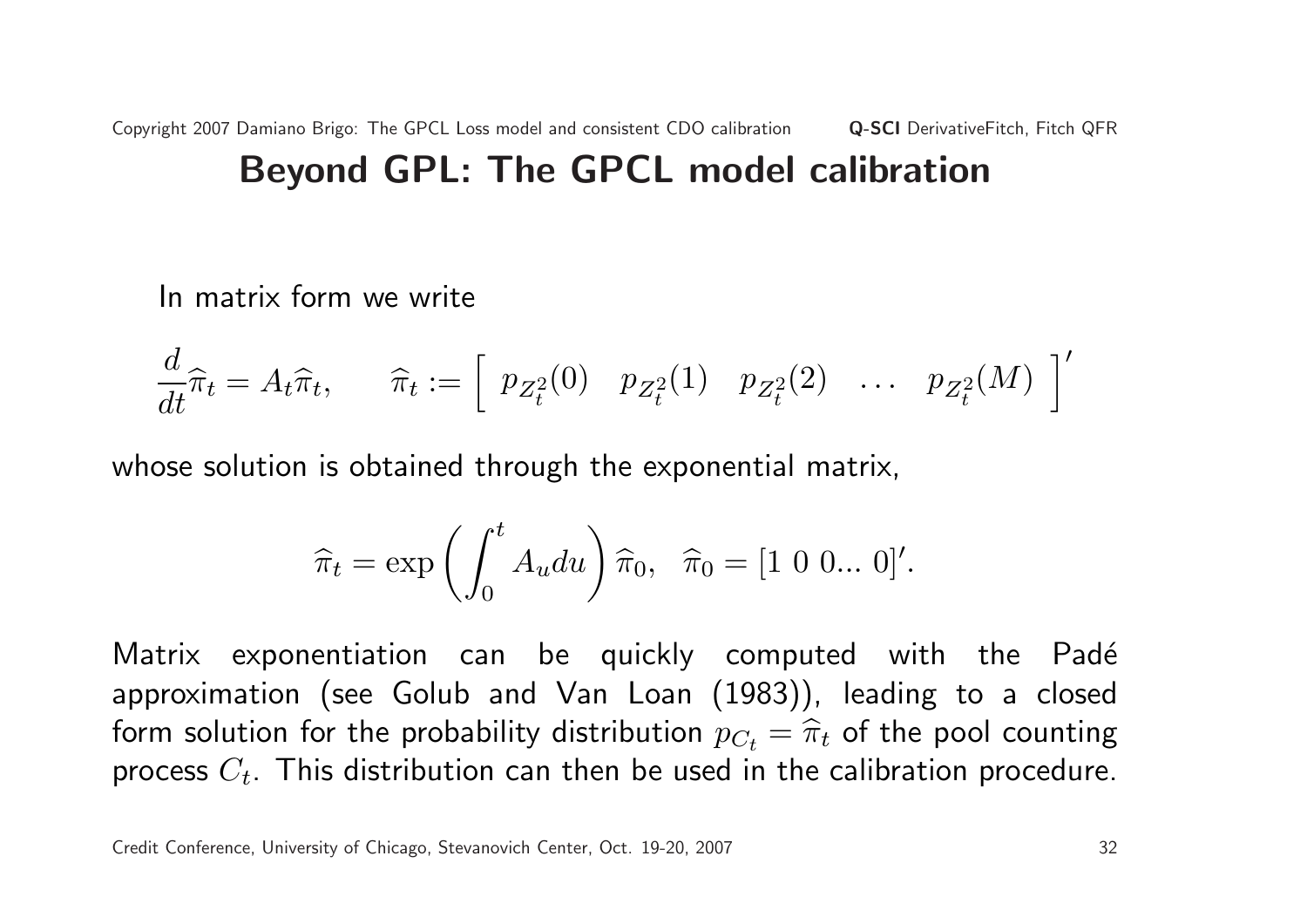## Beyond GPL: The GPCL model calibration

In matrix form we write

$$\frac{d}{dt}\widehat{\pi}_t = A_t \widehat{\pi}_t, \qquad \widehat{\pi}_t := \left[ \begin{array}{ccccc} p_{Z_t^2}(0) & p_{Z_t^2}(1) & p_{Z_t^2}(2) & \ldots & p_{Z_t^2}(M) \end{array} \right]'$$

whose solution is obtained through the exponential matrix,

$$\widehat{\pi}_t = \exp\left( \int_0^t A_u du \right) \widehat{\pi}_0, \quad \widehat{\pi}_0 = [1\ 0\ 0...\ 0]'.$$

Matrix exponentiation can be quickly computed with the Padé approximation (see Golub and Van Loan (1983)), leading to a closed form solution for the probability distribution $p_{C_t} = \widehat{\pi}_t$ of the pool counting process $C_t$. This distribution can then be used in the calibration procedure.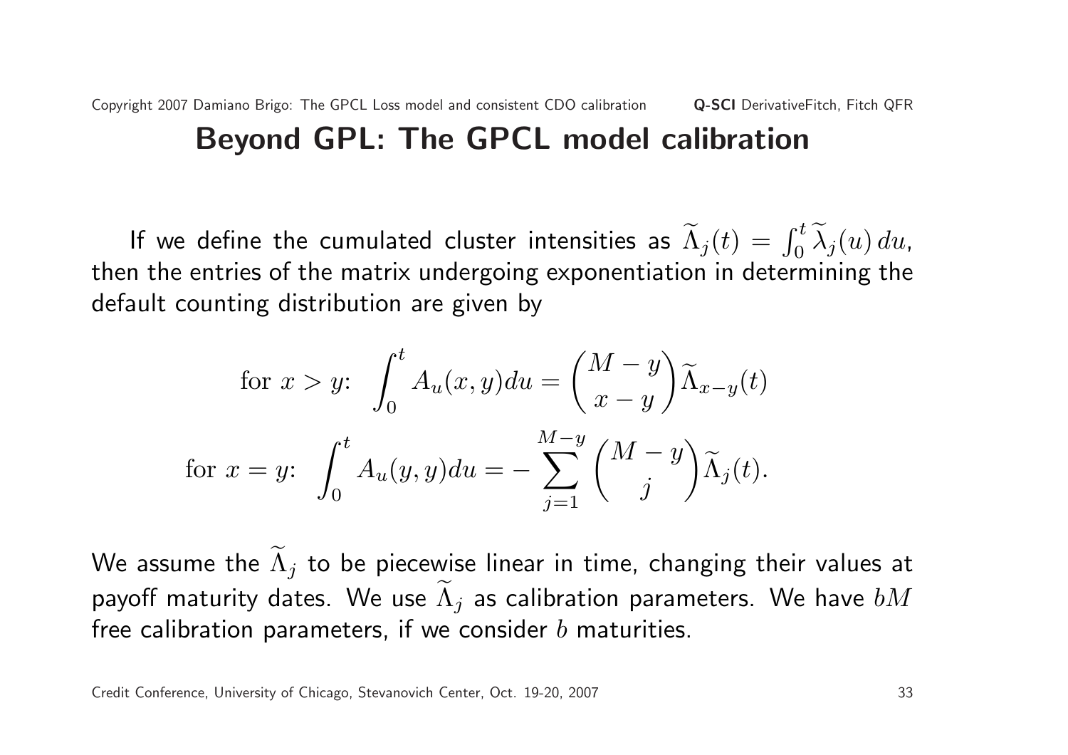## Beyond GPL: The GPCL model calibration

If we define the cumulated cluster intensities as $\widetilde{\Lambda}_j(t) = \int_0^t \widetilde{\lambda}_j(u)\, du$, then the entries of the matrix undergoing exponentiation in determining the default counting distribution are given by

$$\text{for } x > y: \quad \int_0^t A_u(x,y)du = \binom{M-y}{x-y} \widetilde{\Lambda}_{x-y}(t)$$

$$\text{for } x = y: \quad \int_0^t A_u(y,y)du = -\sum_{j=1}^{M-y} \binom{M-y}{j} \widetilde{\Lambda}_j(t).$$

We assume the $\widetilde{\Lambda}_j$ to be piecewise linear in time, changing their values at payoff maturity dates. We use $\widetilde{\Lambda}_j$ as calibration parameters. We have $bM$ free calibration parameters, if we consider $b$ maturities.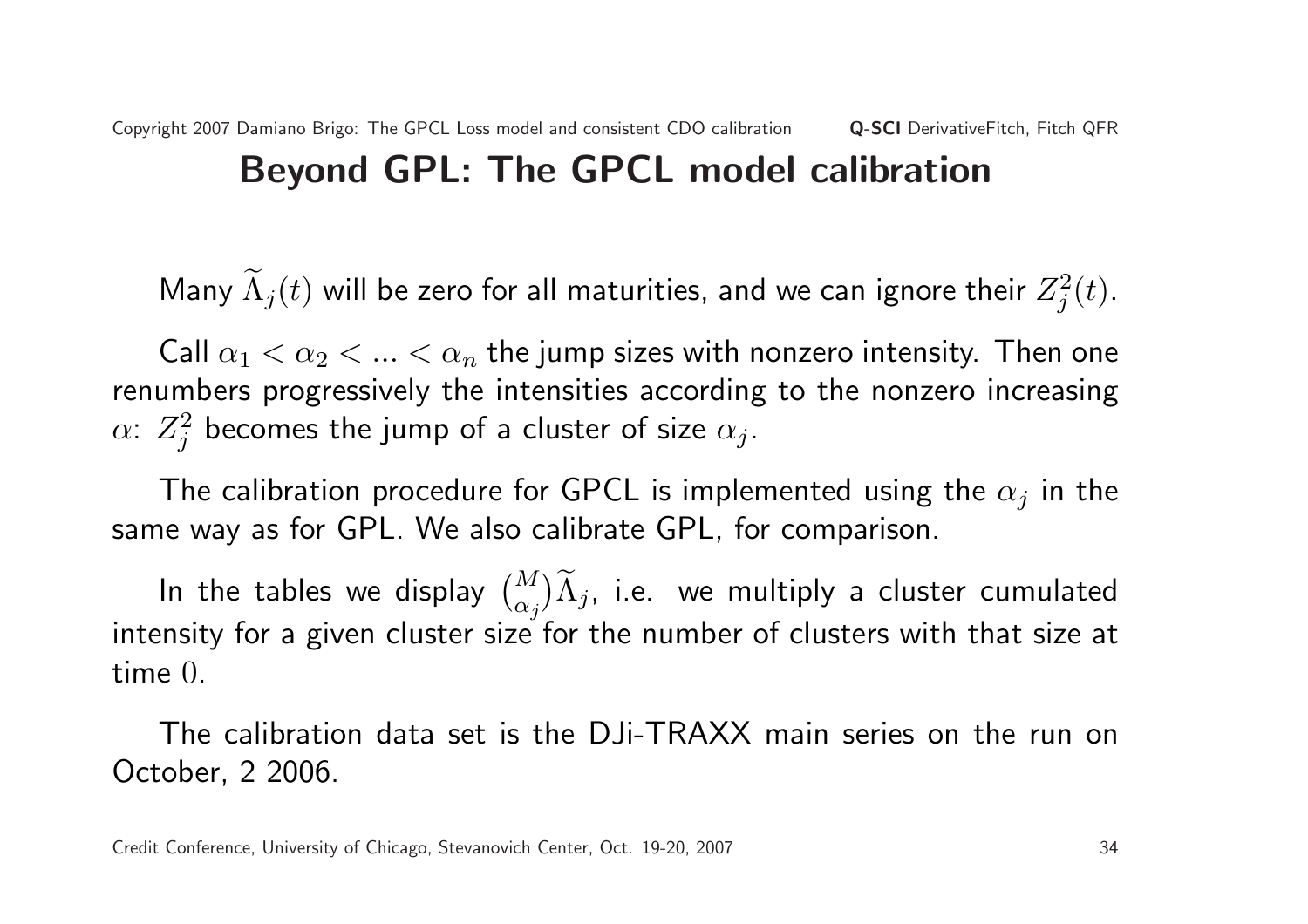## Beyond GPL: The GPCL model calibration

Many $\widetilde{\Lambda}_j(t)$ will be zero for all maturities, and we can ignore their $Z_j^2(t)$.

Call $\alpha_1 < \alpha_2 < ... < \alpha_n$ the jump sizes with nonzero intensity. Then one renumbers progressively the intensities according to the nonzero increasing $\alpha$: $Z_j^2$ becomes the jump of a cluster of size $\alpha_j$.

The calibration procedure for GPCL is implemented using the $\alpha_j$ in the same way as for GPL. We also calibrate GPL, for comparison.

In the tables we display $\binom{M}{\alpha_j}\widetilde{\Lambda}_j$, i.e. we multiply a cluster cumulated intensity for a given cluster size for the number of clusters with that size at time $0$.

The calibration data set is the DJi-TRAXX main series on the run on October, 2 2006.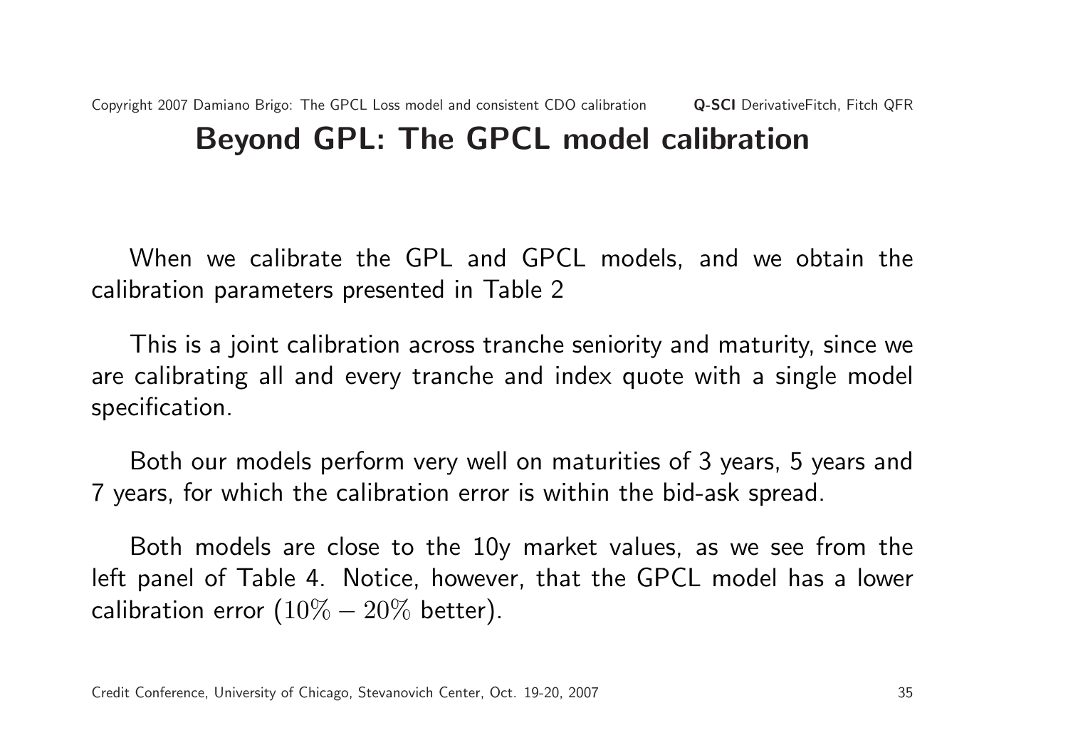## Beyond GPL: The GPCL model calibration

When we calibrate the GPL and GPCL models, and we obtain the calibration parameters presented in Table 2

This is a joint calibration across tranche seniority and maturity, since we are calibrating all and every tranche and index quote with a single model specification.

Both our models perform very well on maturities of 3 years, 5 years and 7 years, for which the calibration error is within the bid-ask spread.

Both models are close to the 10y market values, as we see from the left panel of Table 4. Notice, however, that the GPCL model has a lower calibration error ($10\% - 20\%$ better).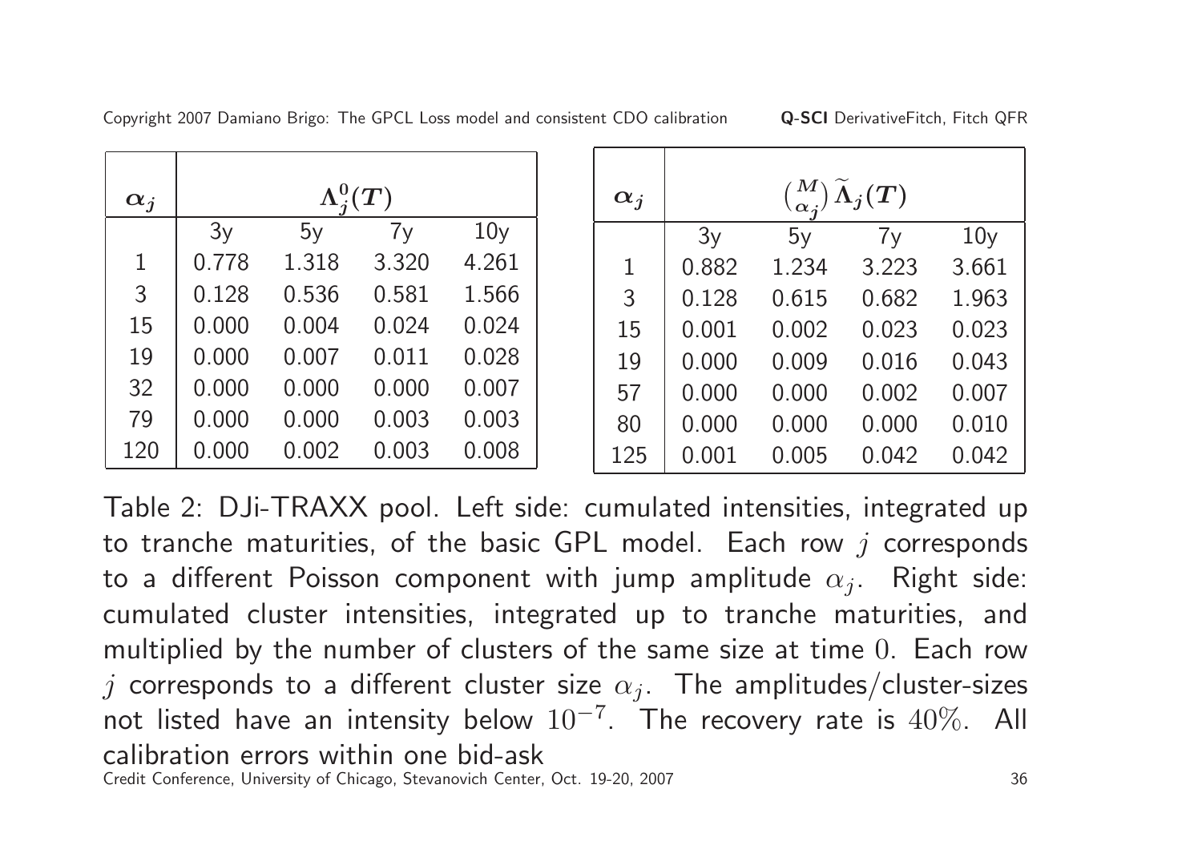| $\alpha_j$ | $\Lambda_j^0(T)$ | | | |
|---|---|---|---|---|
| | 3y | 5y | 7y | 10y |
| 1 | 0.778 | 1.318 | 3.320 | 4.261 |
| 3 | 0.128 | 0.536 | 0.581 | 1.566 |
| 15 | 0.000 | 0.004 | 0.024 | 0.024 |
| 19 | 0.000 | 0.007 | 0.011 | 0.028 |
| 32 | 0.000 | 0.000 | 0.000 | 0.007 |
| 79 | 0.000 | 0.000 | 0.003 | 0.003 |
| 120 | 0.000 | 0.002 | 0.003 | 0.008 |

| $\alpha_j$ | $\binom{M}{\alpha_j}\widetilde{\Lambda}_j(T)$ | | | |
|---|---|---|---|---|
| | 3y | 5y | 7y | 10y |
| 1 | 0.882 | 1.234 | 3.223 | 3.661 |
| 3 | 0.128 | 0.615 | 0.682 | 1.963 |
| 15 | 0.001 | 0.002 | 0.023 | 0.023 |
| 19 | 0.000 | 0.009 | 0.016 | 0.043 |
| 57 | 0.000 | 0.000 | 0.002 | 0.007 |
| 80 | 0.000 | 0.000 | 0.000 | 0.010 |
| 125 | 0.001 | 0.005 | 0.042 | 0.042 |

Table 2: DJi-TRAXX pool. Left side: cumulated intensities, integrated up to tranche maturities, of the basic GPL model. Each row $j$ corresponds to a different Poisson component with jump amplitude $\alpha_j$. Right side: cumulated cluster intensities, integrated up to tranche maturities, and multiplied by the number of clusters of the same size at time $0$. Each row $j$ corresponds to a different cluster size $\alpha_j$. The amplitudes/cluster-sizes not listed have an intensity below $10^{-7}$. The recovery rate is $40\%$. All calibration errors within one bid-ask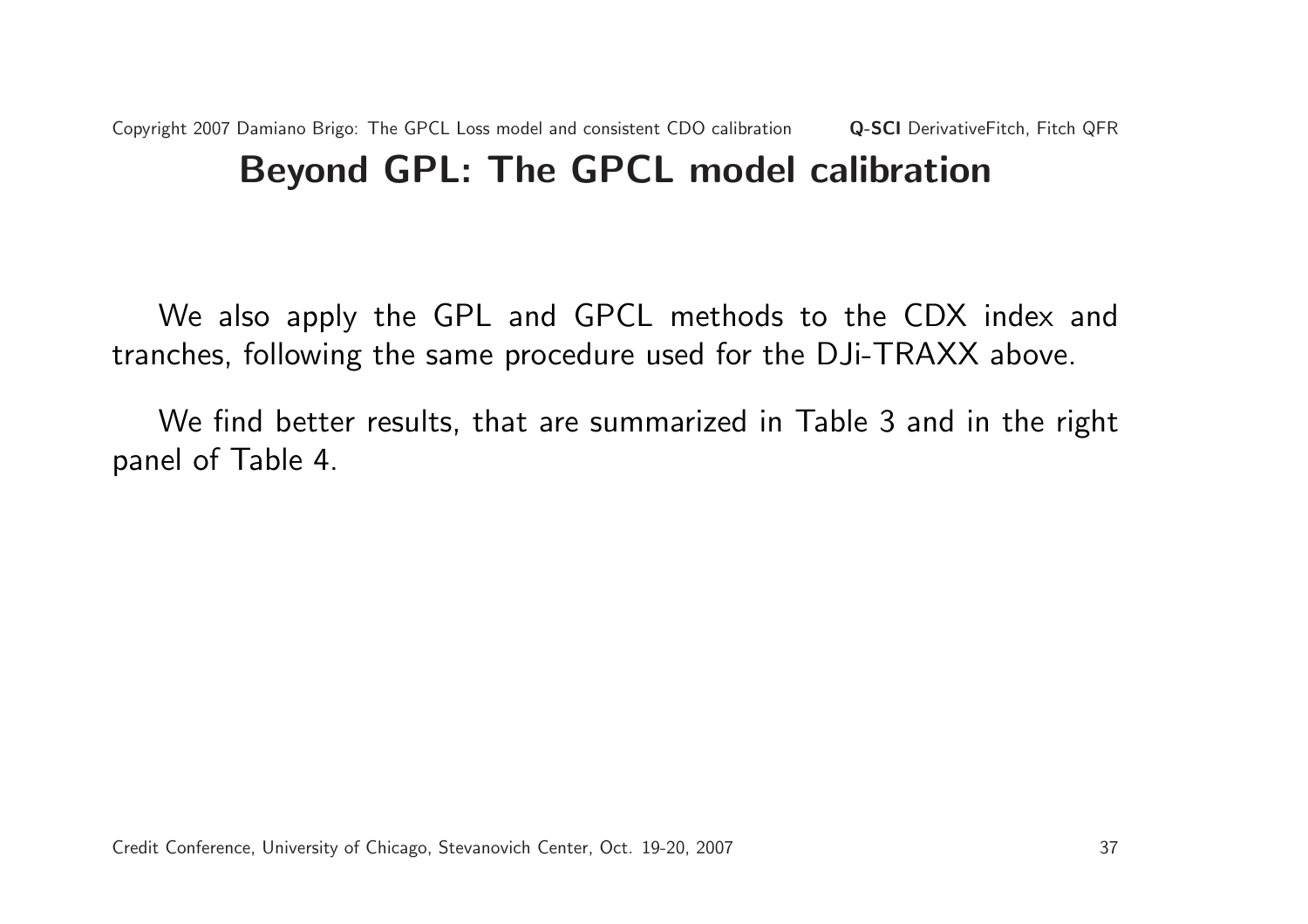# Beyond GPL: The GPCL model calibration

We also apply the GPL and GPCL methods to the CDX index and tranches, following the same procedure used for the DJi-TRAXX above.

We find better results, that are summarized in Table 3 and in the right panel of Table 4.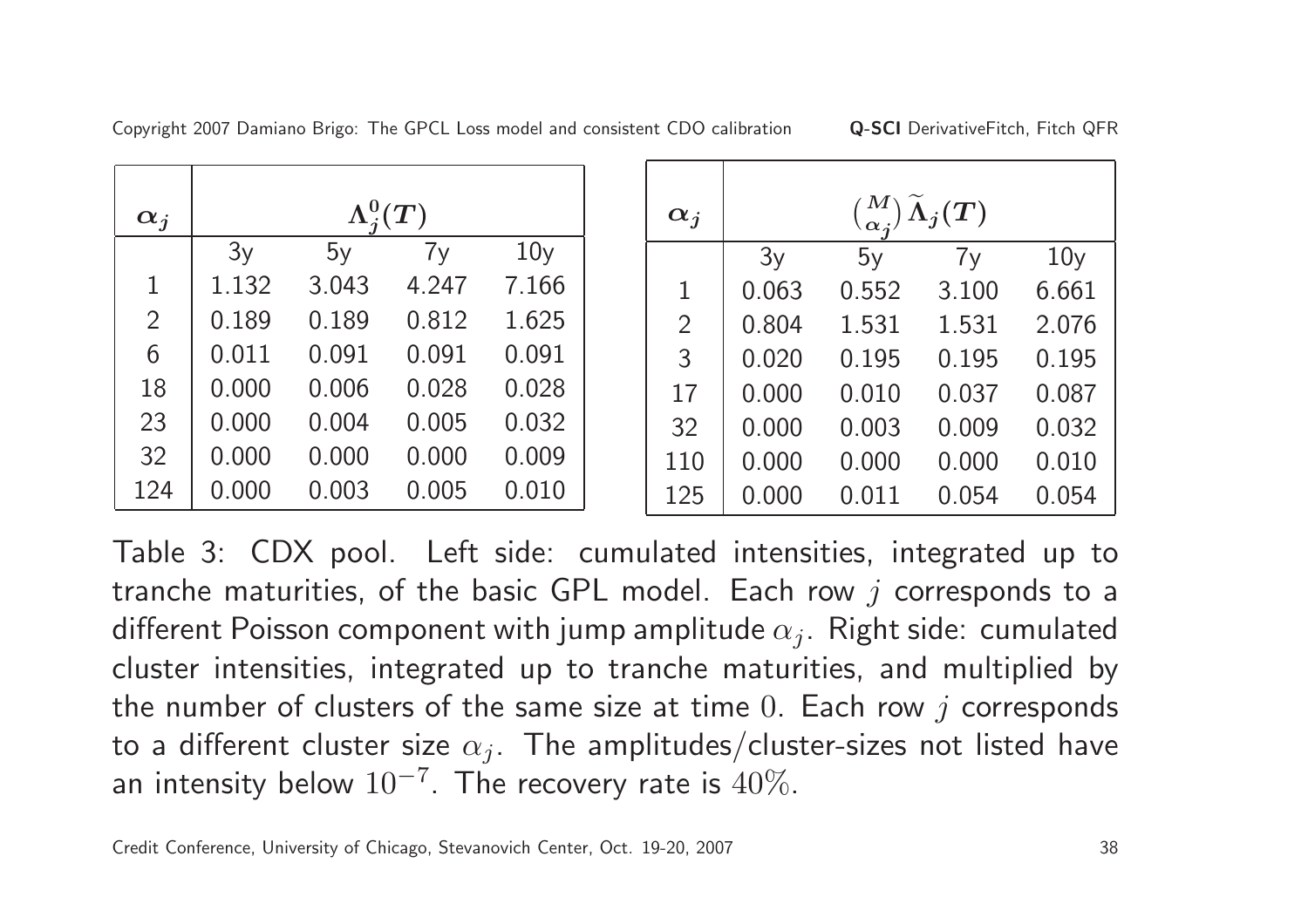| $\alpha_j$ | $\Lambda_j^0(T)$ | | | |
|---|---|---|---|---|
| | 3y | 5y | 7y | 10y |
| 1 | 1.132 | 3.043 | 4.247 | 7.166 |
| 2 | 0.189 | 0.189 | 0.812 | 1.625 |
| 6 | 0.011 | 0.091 | 0.091 | 0.091 |
| 18 | 0.000 | 0.006 | 0.028 | 0.028 |
| 23 | 0.000 | 0.004 | 0.005 | 0.032 |
| 32 | 0.000 | 0.000 | 0.000 | 0.009 |
| 124 | 0.000 | 0.003 | 0.005 | 0.010 |

| $\alpha_j$ | $\binom{M}{\alpha_j}\widetilde{\Lambda}_j(T)$ | | | |
|---|---|---|---|---|
| | 3y | 5y | 7y | 10y |
| 1 | 0.063 | 0.552 | 3.100 | 6.661 |
| 2 | 0.804 | 1.531 | 1.531 | 2.076 |
| 3 | 0.020 | 0.195 | 0.195 | 0.195 |
| 17 | 0.000 | 0.010 | 0.037 | 0.087 |
| 32 | 0.000 | 0.003 | 0.009 | 0.032 |
| 110 | 0.000 | 0.000 | 0.000 | 0.010 |
| 125 | 0.000 | 0.011 | 0.054 | 0.054 |

Table 3: CDX pool. Left side: cumulated intensities, integrated up to tranche maturities, of the basic GPL model. Each row $j$ corresponds to a different Poisson component with jump amplitude $\alpha_j$. Right side: cumulated cluster intensities, integrated up to tranche maturities, and multiplied by the number of clusters of the same size at time $0$. Each row $j$ corresponds to a different cluster size $\alpha_j$. The amplitudes/cluster-sizes not listed have an intensity below $10^{-7}$. The recovery rate is $40\%$.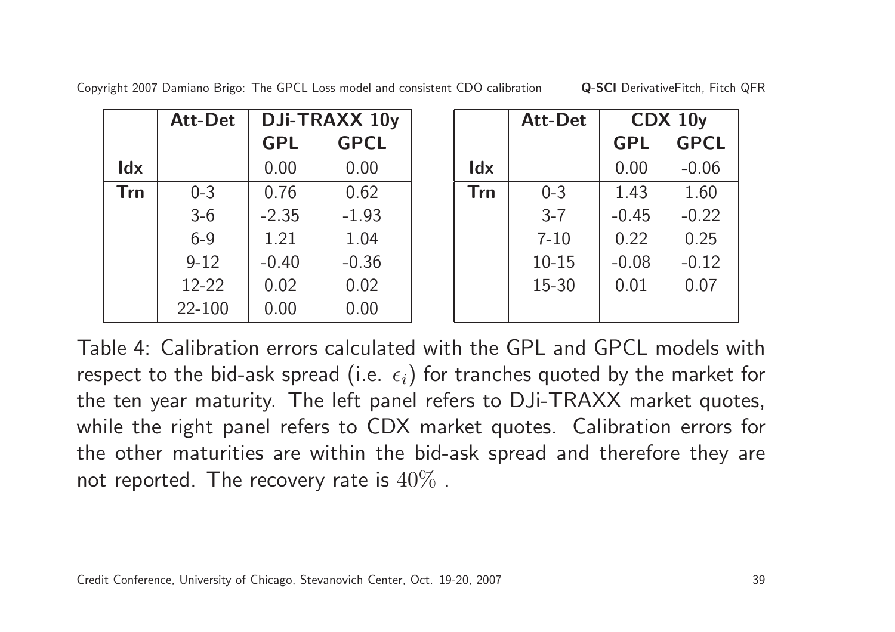|  | Att-Det | DJi-TRAXX 10y |  |
|---|---|---|---|
|  |  | GPL | GPCL |
| Idx |  | 0.00 | 0.00 |
| Trn | 0-3 | 0.76 | 0.62 |
|  | 3-6 | -2.35 | -1.93 |
|  | 6-9 | 1.21 | 1.04 |
|  | 9-12 | -0.40 | -0.36 |
|  | 12-22 | 0.02 | 0.02 |
|  | 22-100 | 0.00 | 0.00 |

|  | Att-Det | CDX 10y |  |
|---|---|---|---|
|  |  | GPL | GPCL |
| Idx |  | 0.00 | -0.06 |
| Trn | 0-3 | 1.43 | 1.60 |
|  | 3-7 | -0.45 | -0.22 |
|  | 7-10 | 0.22 | 0.25 |
|  | 10-15 | -0.08 | -0.12 |
|  | 15-30 | 0.01 | 0.07 |

Table 4: Calibration errors calculated with the GPL and GPCL models with respect to the bid-ask spread (i.e. $\epsilon_i$) for tranches quoted by the market for the ten year maturity. The left panel refers to DJi-TRAXX market quotes, while the right panel refers to CDX market quotes. Calibration errors for the other maturities are within the bid-ask spread and therefore they are not reported. The recovery rate is $40\%$ .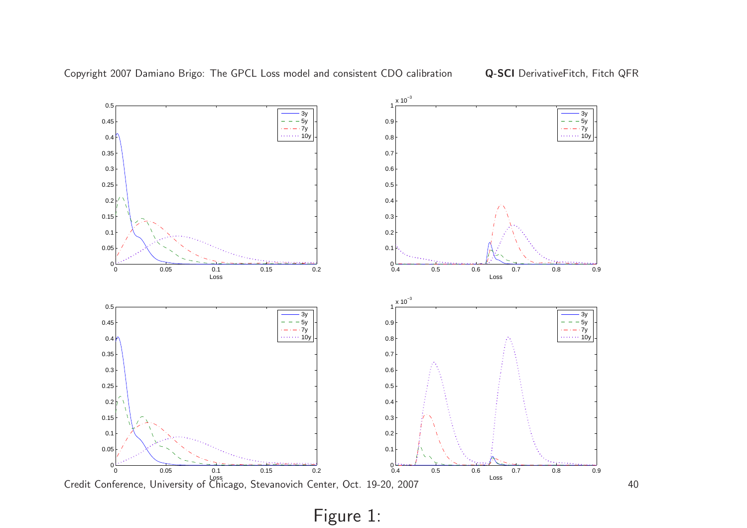Figure 1: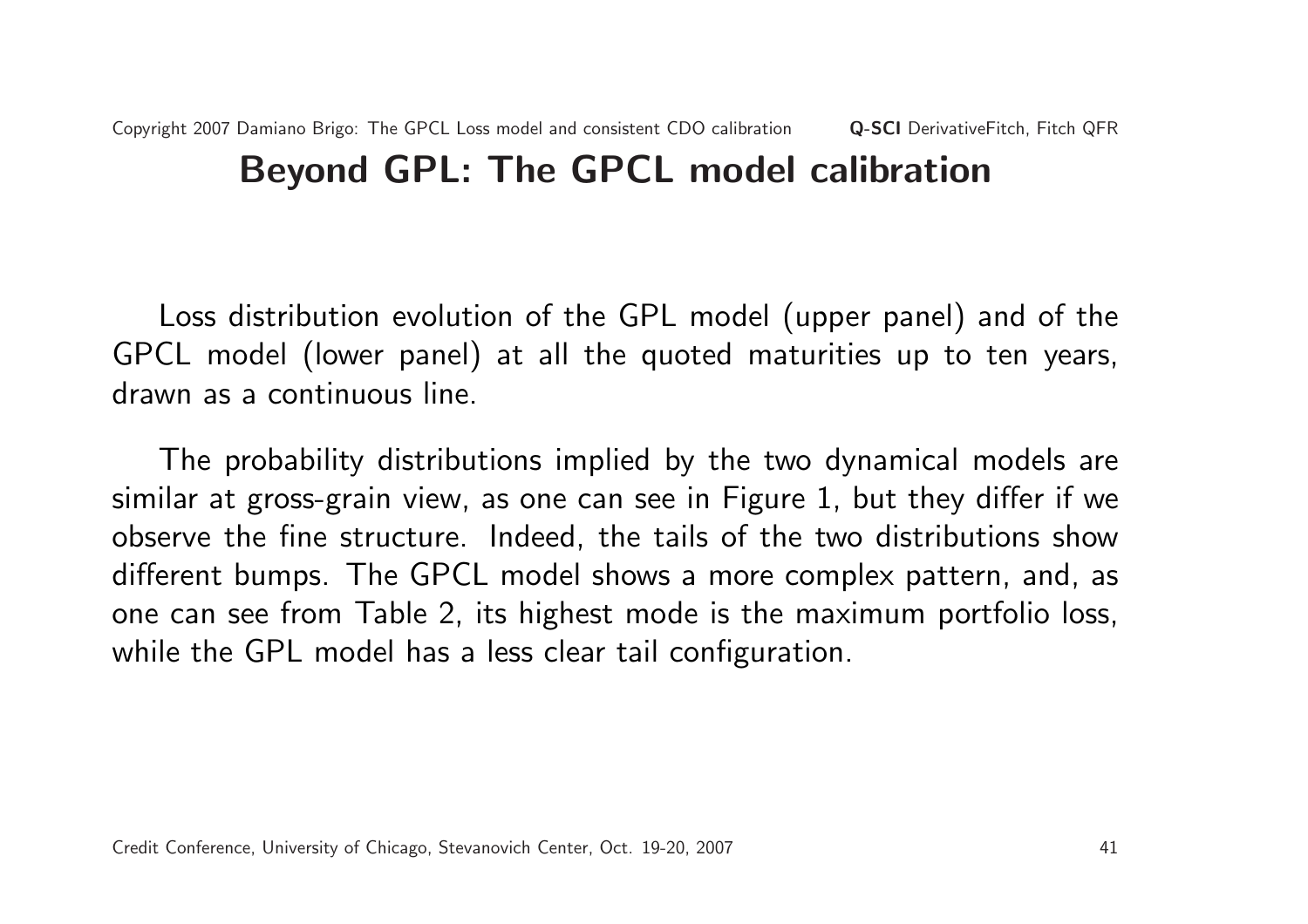## Beyond GPL: The GPCL model calibration

Loss distribution evolution of the GPL model (upper panel) and of the GPCL model (lower panel) at all the quoted maturities up to ten years, drawn as a continuous line.

The probability distributions implied by the two dynamical models are similar at gross-grain view, as one can see in Figure 1, but they differ if we observe the fine structure. Indeed, the tails of the two distributions show different bumps. The GPCL model shows a more complex pattern, and, as one can see from Table 2, its highest mode is the maximum portfolio loss, while the GPL model has a less clear tail configuration.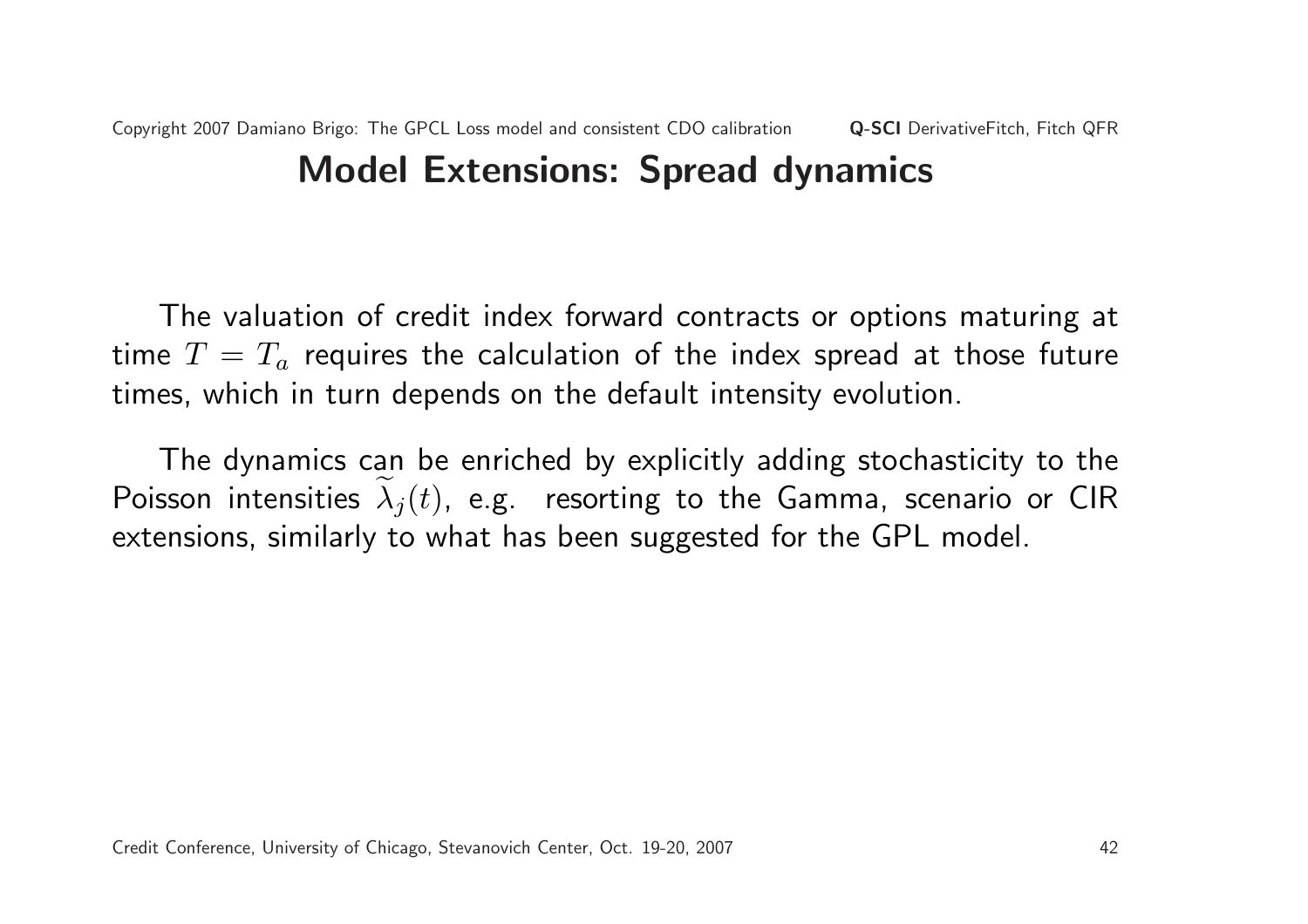# Model Extensions: Spread dynamics

The valuation of credit index forward contracts or options maturing at time $T = T_a$ requires the calculation of the index spread at those future times, which in turn depends on the default intensity evolution.

The dynamics can be enriched by explicitly adding stochasticity to the Poisson intensities $\widetilde{\lambda}_j(t)$, e.g. resorting to the Gamma, scenario or CIR extensions, similarly to what has been suggested for the GPL model.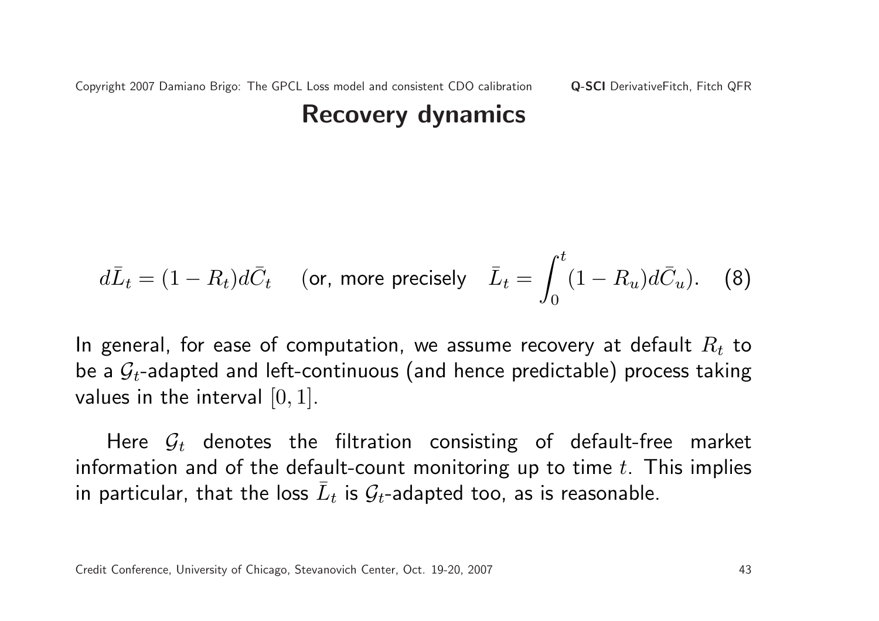# Recovery dynamics

$$d\bar{L}_t = (1 - R_t) d\bar{C}_t \quad \text{(or, more precisely} \quad \bar{L}_t = \int_0^t (1 - R_u) d\bar{C}_u). \quad (8)$$

In general, for ease of computation, we assume recovery at default $R_t$ to be a $\mathcal{G}_t$-adapted and left-continuous (and hence predictable) process taking values in the interval $[0, 1]$.

Here $\mathcal{G}_t$ denotes the filtration consisting of default-free market information and of the default-count monitoring up to time $t$. This implies in particular, that the loss $\bar{L}_t$ is $\mathcal{G}_t$-adapted too, as is reasonable.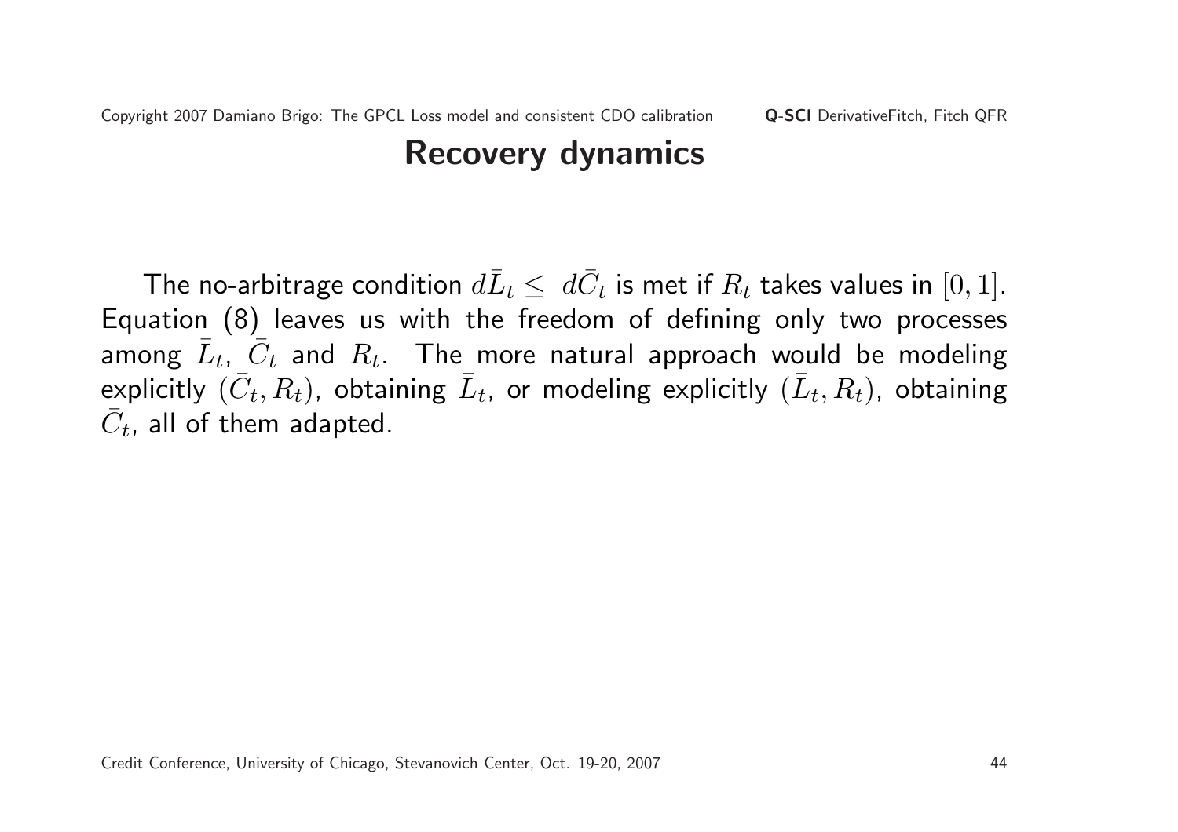## Recovery dynamics

The no-arbitrage condition $d\bar{L}_t \leq d\bar{C}_t$ is met if $R_t$ takes values in $[0, 1]$. Equation (8) leaves us with the freedom of defining only two processes among $\bar{L}_t$, $\bar{C}_t$ and $R_t$. The more natural approach would be modeling explicitly $(\bar{C}_t, R_t)$, obtaining $\bar{L}_t$, or modeling explicitly $(\bar{L}_t, R_t)$, obtaining $\bar{C}_t$, all of them adapted.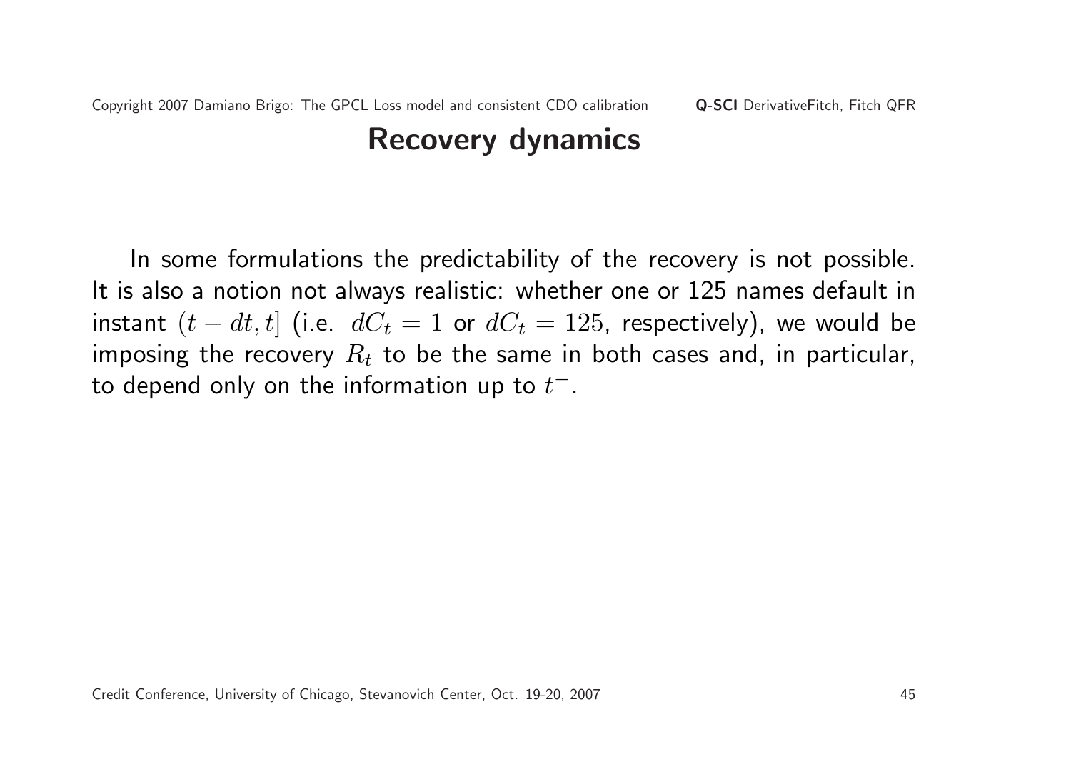# Recovery dynamics

In some formulations the predictability of the recovery is not possible. It is also a notion not always realistic: whether one or 125 names default in instant $(t - dt, t]$ (i.e. $dC_t = 1$ or $dC_t = 125$, respectively), we would be imposing the recovery $R_t$ to be the same in both cases and, in particular, to depend only on the information up to $t^-$.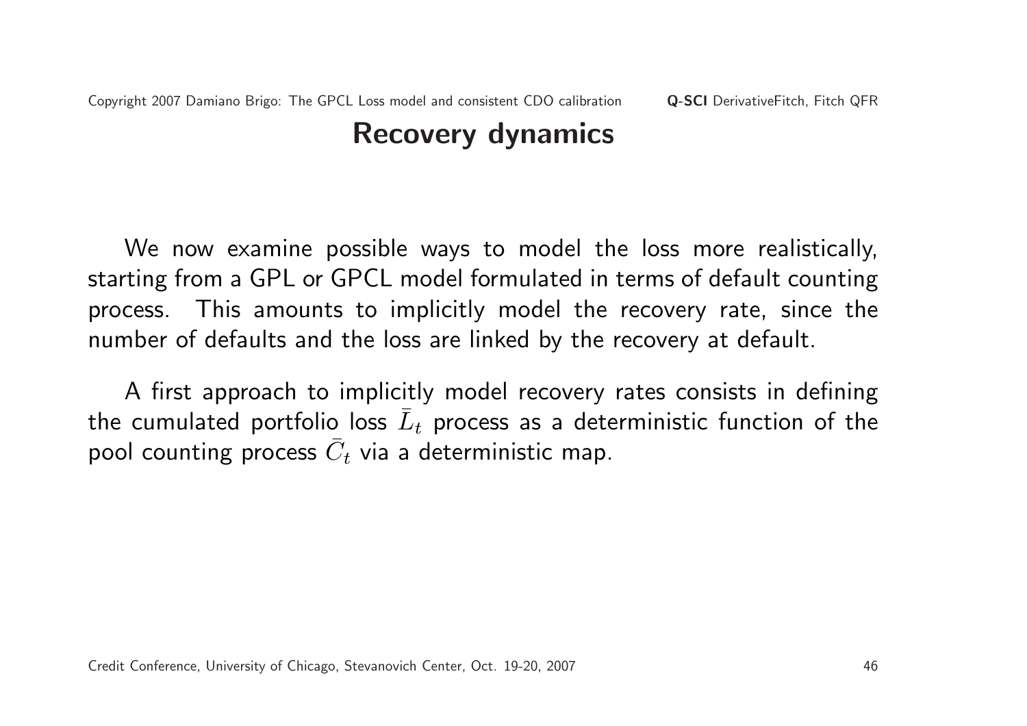## Recovery dynamics

We now examine possible ways to model the loss more realistically, starting from a GPL or GPCL model formulated in terms of default counting process. This amounts to implicitly model the recovery rate, since the number of defaults and the loss are linked by the recovery at default.

A first approach to implicitly model recovery rates consists in defining the cumulated portfolio loss $\bar{L}_t$ process as a deterministic function of the pool counting process $\bar{C}_t$ via a deterministic map.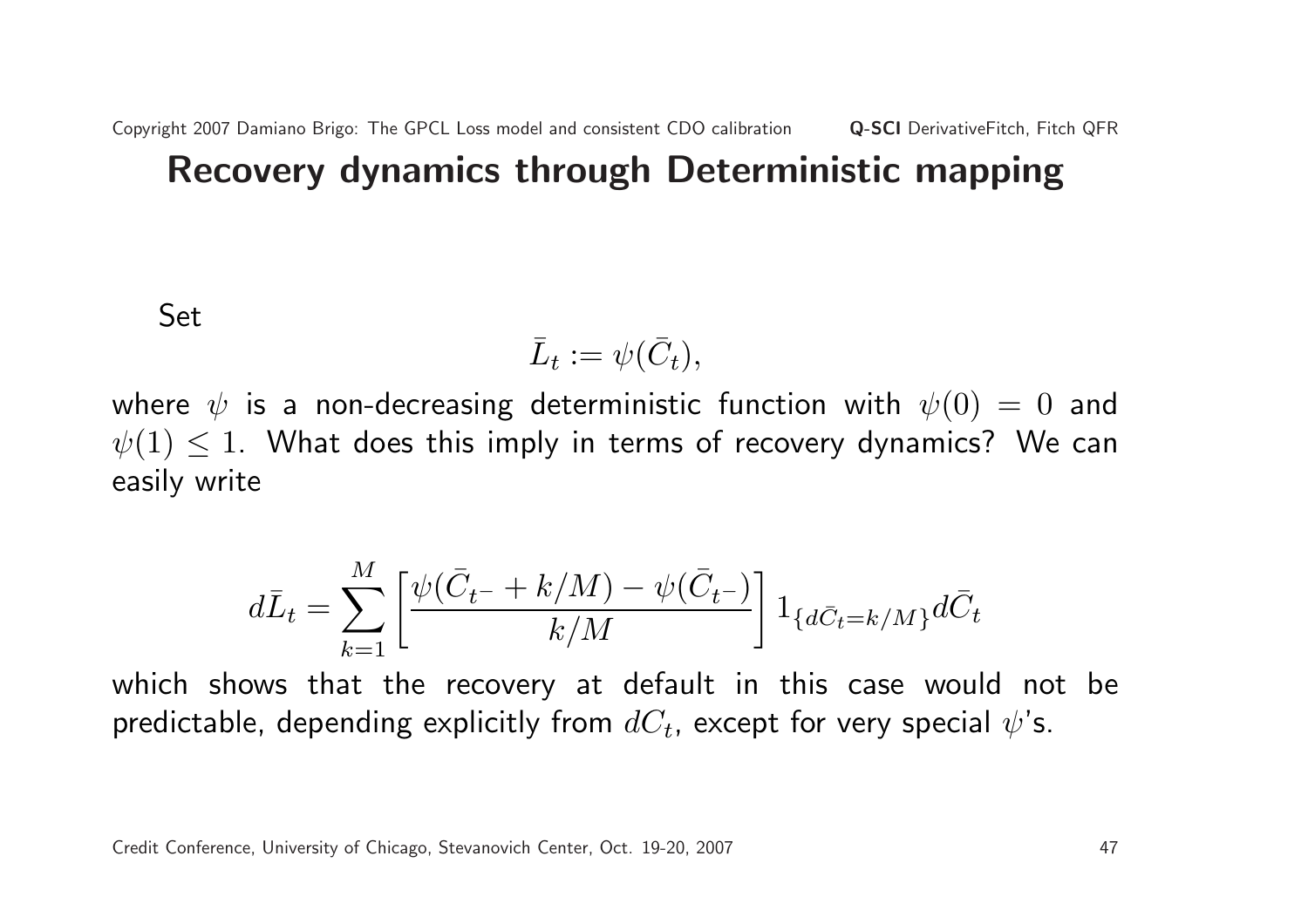## Recovery dynamics through Deterministic mapping

Set

$$\bar{L}_t := \psi(\bar{C}_t),$$

where $\psi$ is a non-decreasing deterministic function with $\psi(0) = 0$ and $\psi(1) \leq 1$. What does this imply in terms of recovery dynamics? We can easily write

$$d\bar{L}_t = \sum_{k=1}^{M} \left[ \frac{\psi(\bar{C}_{t^-} + k/M) - \psi(\bar{C}_{t^-})}{k/M} \right] 1_{\{d\bar{C}_t = k/M\}} d\bar{C}_t$$

which shows that the recovery at default in this case would not be predictable, depending explicitly from $dC_t$, except for very special $\psi$'s.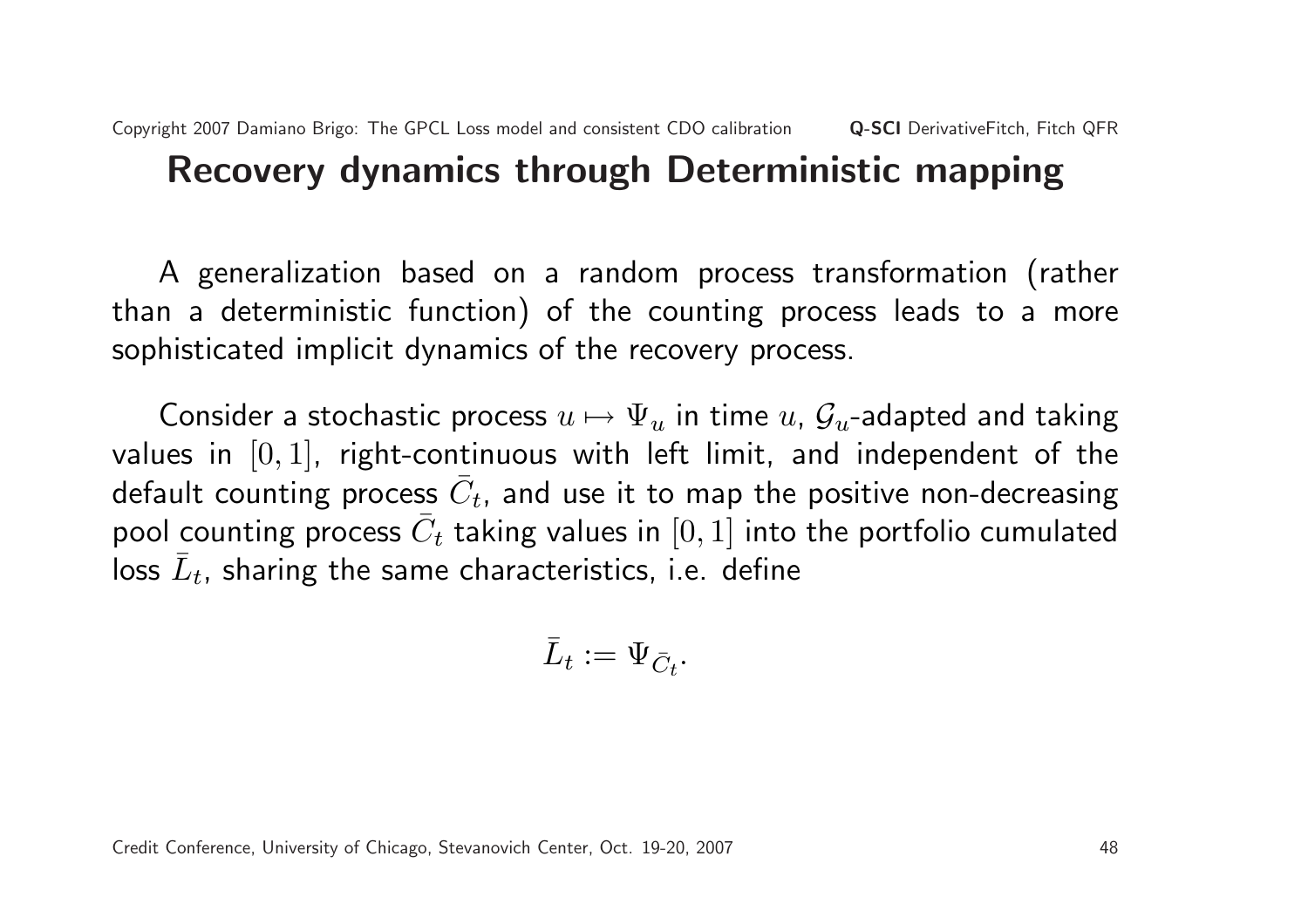## Recovery dynamics through Deterministic mapping

A generalization based on a random process transformation (rather than a deterministic function) of the counting process leads to a more sophisticated implicit dynamics of the recovery process.

Consider a stochastic process $u \mapsto \Psi_u$ in time $u$, $\mathcal{G}_u$-adapted and taking values in $[0, 1]$, right-continuous with left limit, and independent of the default counting process $\bar{C}_t$, and use it to map the positive non-decreasing pool counting process $\bar{C}_t$ taking values in $[0, 1]$ into the portfolio cumulated loss $\bar{L}_t$, sharing the same characteristics, i.e. define

$$\bar{L}_t := \Psi_{\bar{C}_t}.$$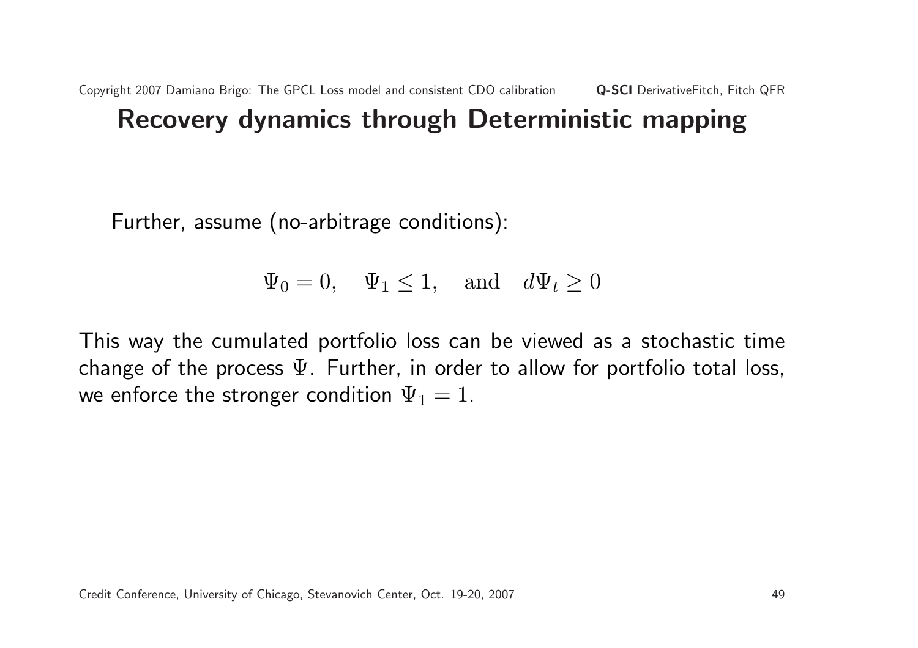# Recovery dynamics through Deterministic mapping

Further, assume (no-arbitrage conditions):

$$\Psi_0 = 0, \quad \Psi_1 \leq 1, \quad \text{and} \quad d\Psi_t \geq 0$$

This way the cumulated portfolio loss can be viewed as a stochastic time change of the process $\Psi$. Further, in order to allow for portfolio total loss, we enforce the stronger condition $\Psi_1 = 1$.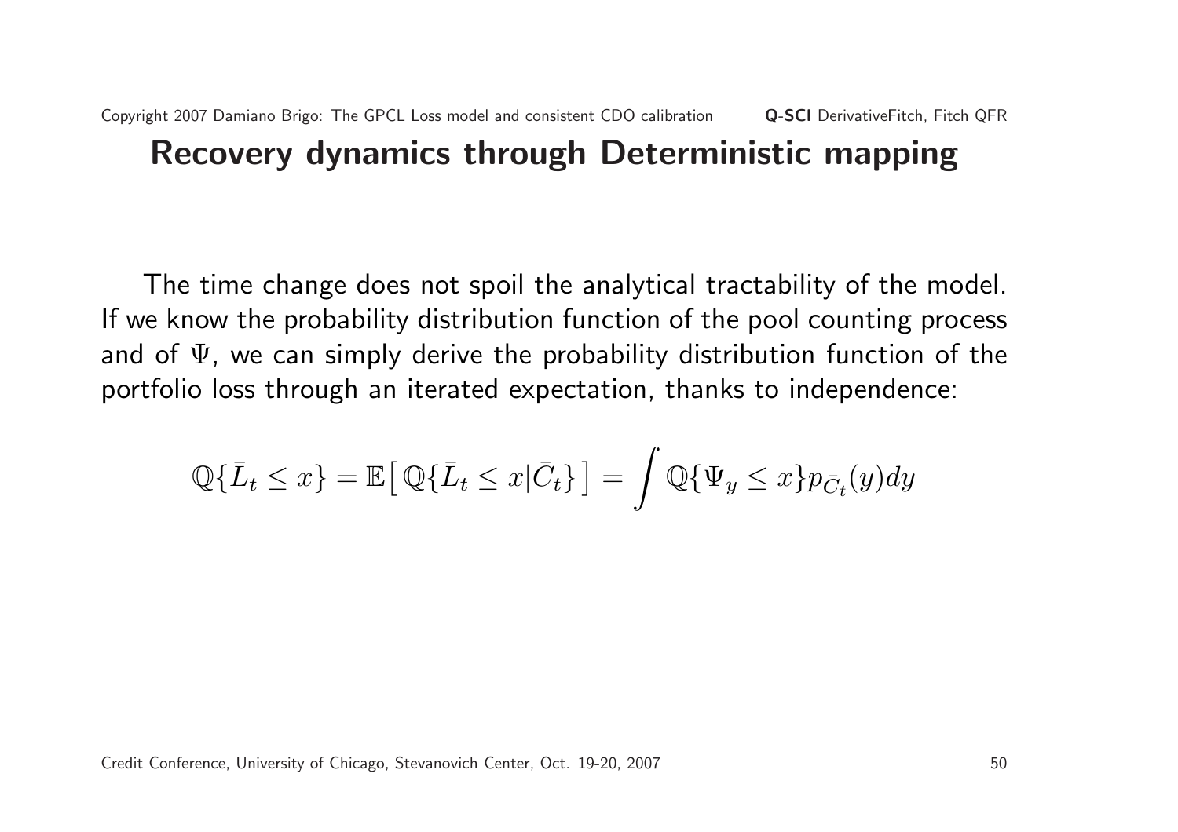# Recovery dynamics through Deterministic mapping

The time change does not spoil the analytical tractability of the model. If we know the probability distribution function of the pool counting process and of $\Psi$, we can simply derive the probability distribution function of the portfolio loss through an iterated expectation, thanks to independence:

$$\mathbb{Q}\{\bar{L}_t \leq x\} = \mathbb{E}\big[\,\mathbb{Q}\{\bar{L}_t \leq x | \bar{C}_t\}\,\big] = \int \mathbb{Q}\{\Psi_y \leq x\} p_{\bar{C}_t}(y) dy$$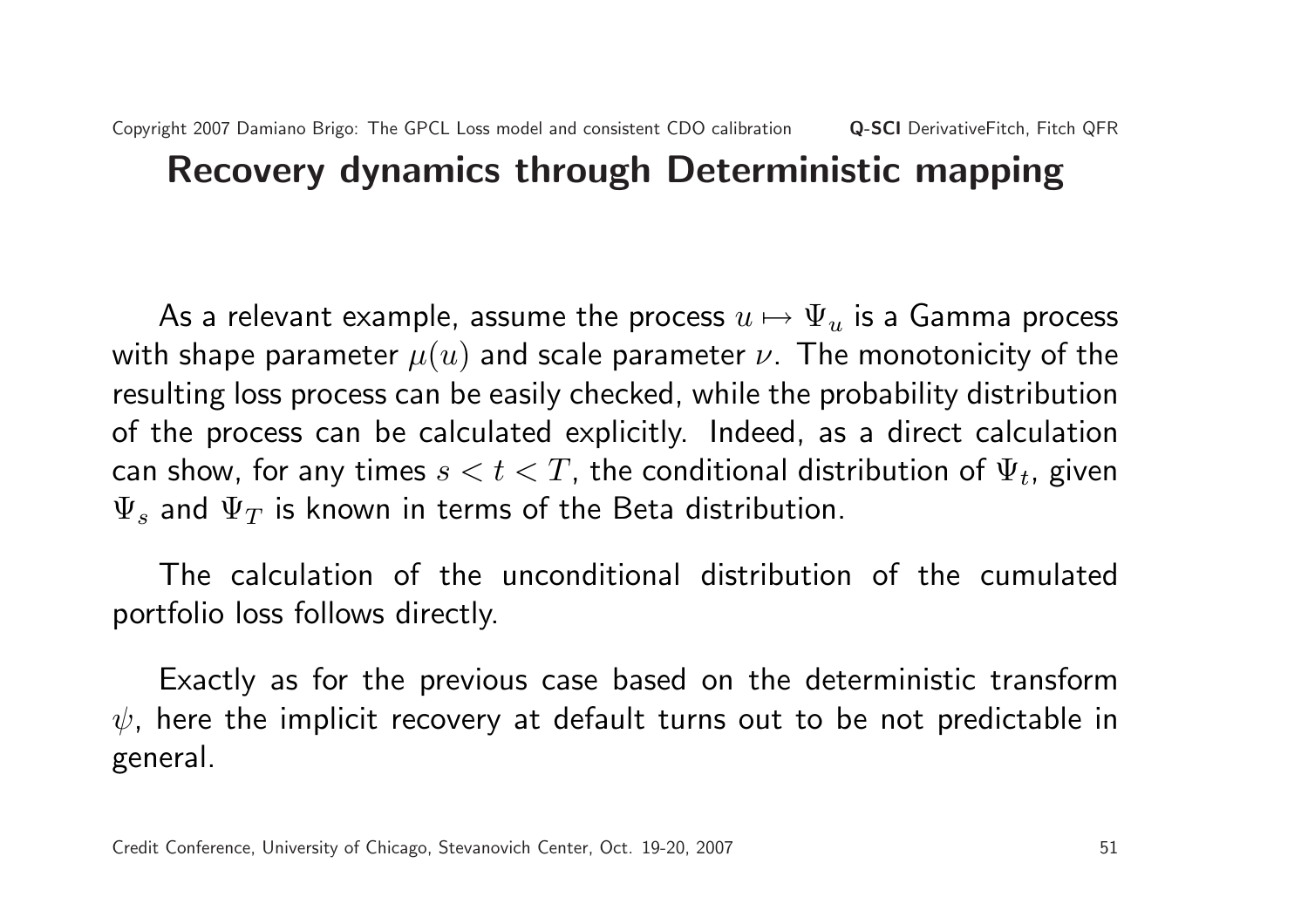# Recovery dynamics through Deterministic mapping

As a relevant example, assume the process $u \mapsto \Psi_u$ is a Gamma process with shape parameter $\mu(u)$ and scale parameter $\nu$. The monotonicity of the resulting loss process can be easily checked, while the probability distribution of the process can be calculated explicitly. Indeed, as a direct calculation can show, for any times $s < t < T$, the conditional distribution of $\Psi_t$, given $\Psi_s$ and $\Psi_T$ is known in terms of the Beta distribution.

The calculation of the unconditional distribution of the cumulated portfolio loss follows directly.

Exactly as for the previous case based on the deterministic transform $\psi$, here the implicit recovery at default turns out to be not predictable in general.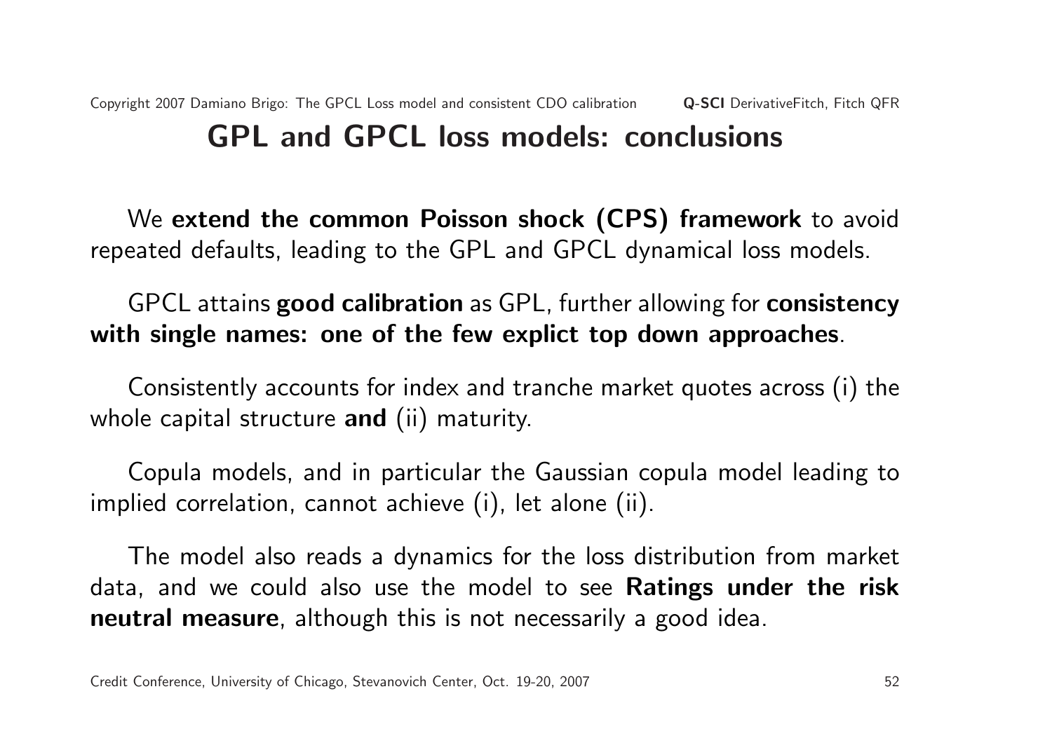# GPL and GPCL loss models: conclusions

We **extend the common Poisson shock (CPS) framework** to avoid repeated defaults, leading to the GPL and GPCL dynamical loss models.

GPCL attains **good calibration** as GPL, further allowing for **consistency with single names: one of the few explict top down approaches**.

Consistently accounts for index and tranche market quotes across (i) the whole capital structure **and** (ii) maturity.

Copula models, and in particular the Gaussian copula model leading to implied correlation, cannot achieve (i), let alone (ii).

The model also reads a dynamics for the loss distribution from market data, and we could also use the model to see **Ratings under the risk neutral measure**, although this is not necessarily a good idea.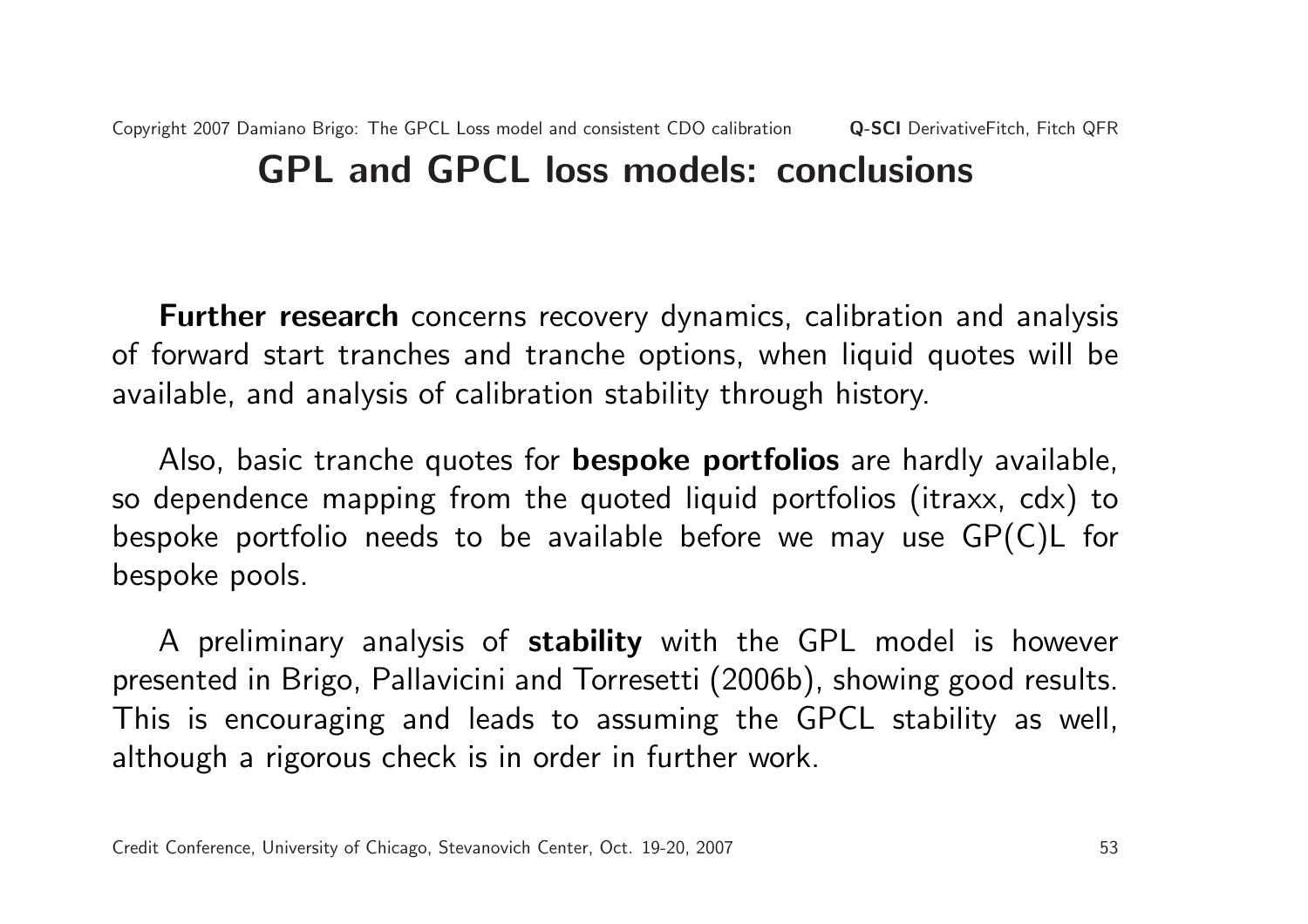# GPL and GPCL loss models: conclusions

**Further research** concerns recovery dynamics, calibration and analysis of forward start tranches and tranche options, when liquid quotes will be available, and analysis of calibration stability through history.

Also, basic tranche quotes for **bespoke portfolios** are hardly available, so dependence mapping from the quoted liquid portfolios (itraxx, cdx) to bespoke portfolio needs to be available before we may use GP(C)L for bespoke pools.

A preliminary analysis of **stability** with the GPL model is however presented in Brigo, Pallavicini and Torresetti (2006b), showing good results. This is encouraging and leads to assuming the GPCL stability as well, although a rigorous check is in order in further work.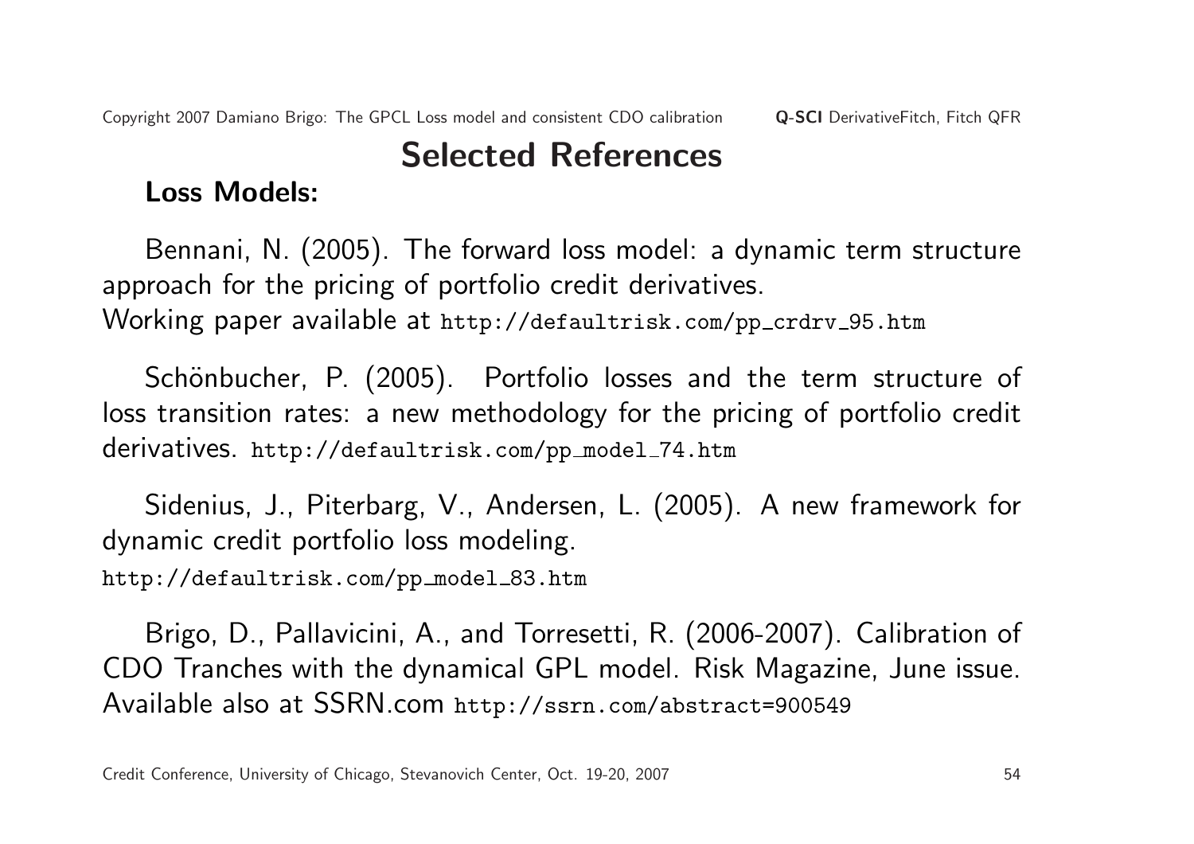# Selected References

**Loss Models:**

Bennani, N. (2005). The forward loss model: a dynamic term structure approach for the pricing of portfolio credit derivatives.
Working paper available at `http://defaultrisk.com/pp_crdrv_95.htm`

Schönbucher, P. (2005). Portfolio losses and the term structure of loss transition rates: a new methodology for the pricing of portfolio credit derivatives. `http://defaultrisk.com/pp_model_74.htm`

Sidenius, J., Piterbarg, V., Andersen, L. (2005). A new framework for dynamic credit portfolio loss modeling.
`http://defaultrisk.com/pp_model_83.htm`

Brigo, D., Pallavicini, A., and Torresetti, R. (2006-2007). Calibration of CDO Tranches with the dynamical GPL model. Risk Magazine, June issue. Available also at SSRN.com `http://ssrn.com/abstract=900549`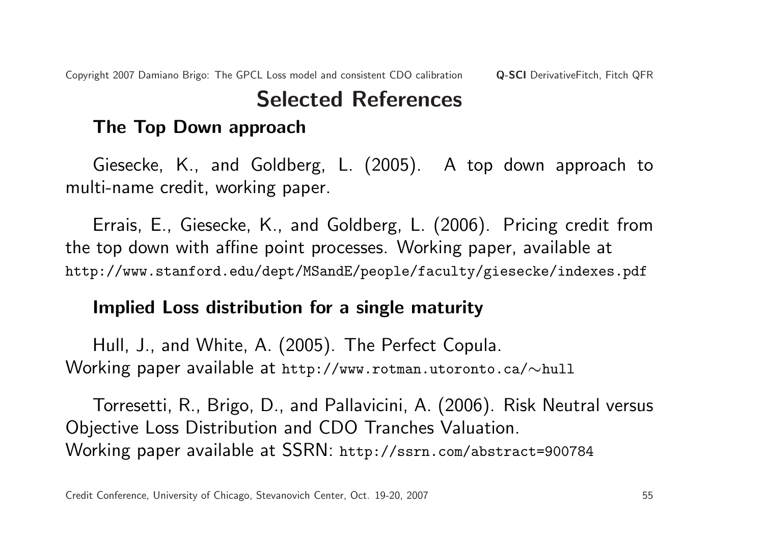# Selected References

## The Top Down approach

Giesecke, K., and Goldberg, L. (2005). A top down approach to multi-name credit, working paper.

Errais, E., Giesecke, K., and Goldberg, L. (2006). Pricing credit from the top down with affine point processes. Working paper, available at http://www.stanford.edu/dept/MSandE/people/faculty/giesecke/indexes.pdf

## Implied Loss distribution for a single maturity

Hull, J., and White, A. (2005). The Perfect Copula. Working paper available at http://www.rotman.utoronto.ca/∼hull

Torresetti, R., Brigo, D., and Pallavicini, A. (2006). Risk Neutral versus Objective Loss Distribution and CDO Tranches Valuation. Working paper available at SSRN: http://ssrn.com/abstract=900784